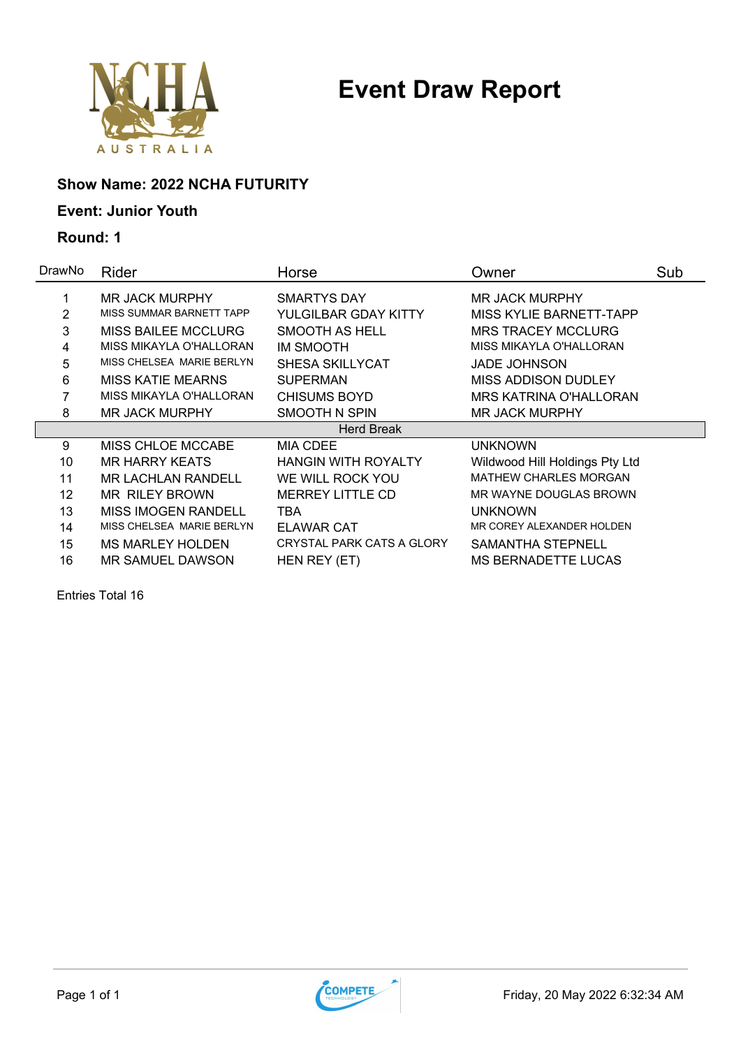# Event Draw Report

**Show Name: 2022 NCHA FUTURITY**

**Event: Junior Youth**

**Round: 1**

| DrawNo | Rider | Horse | Owner | Sub |
|---|---|---|---|---|
| 1 | MR JACK MURPHY | SMARTYS DAY | MR JACK MURPHY | |
| 2 | MISS SUMMAR BARNETT TAPP | YULGILBAR GDAY KITTY | MISS KYLIE BARNETT-TAPP | |
| 3 | MISS BAILEE MCCLURG | SMOOTH AS HELL | MRS TRACEY MCCLURG | |
| 4 | MISS MIKAYLA O'HALLORAN | IM SMOOTH | MISS MIKAYLA O'HALLORAN | |
| 5 | MISS CHELSEA MARIE BERLYN | SHESA SKILLYCAT | JADE JOHNSON | |
| 6 | MISS KATIE MEARNS | SUPERMAN | MISS ADDISON DUDLEY | |
| 7 | MISS MIKAYLA O'HALLORAN | CHISUMS BOYD | MRS KATRINA O'HALLORAN | |
| 8 | MR JACK MURPHY | SMOOTH N SPIN | MR JACK MURPHY | |
| | | Herd Break | | |
| 9 | MISS CHLOE MCCABE | MIA CDEE | UNKNOWN | |
| 10 | MR HARRY KEATS | HANGIN WITH ROYALTY | Wildwood Hill Holdings Pty Ltd | |
| 11 | MR LACHLAN RANDELL | WE WILL ROCK YOU | MATHEW CHARLES MORGAN | |
| 12 | MR RILEY BROWN | MERREY LITTLE CD | MR WAYNE DOUGLAS BROWN | |
| 13 | MISS IMOGEN RANDELL | TBA | UNKNOWN | |
| 14 | MISS CHELSEA MARIE BERLYN | ELAWAR CAT | MR COREY ALEXANDER HOLDEN | |
| 15 | MS MARLEY HOLDEN | CRYSTAL PARK CATS A GLORY | SAMANTHA STEPNELL | |
| 16 | MR SAMUEL DAWSON | HEN REY (ET) | MS BERNADETTE LUCAS | |

Entries Total 16

Friday, 20 May 2022 6:32:34 AM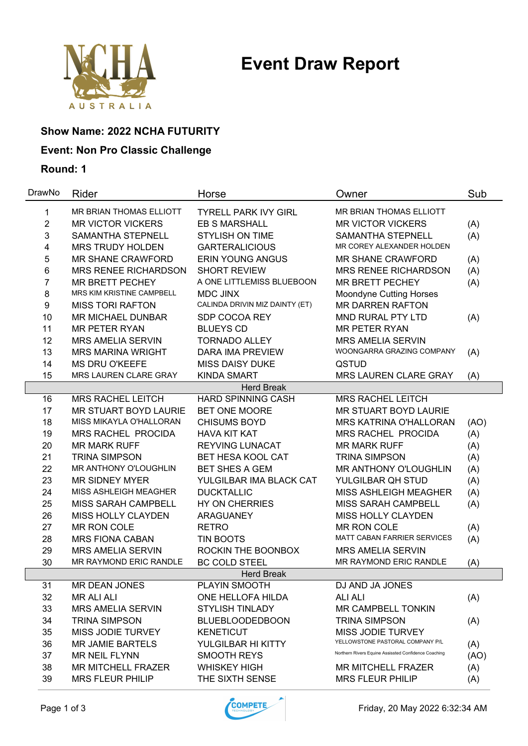# Event Draw Report

**Show Name: 2022 NCHA FUTURITY**

**Event: Non Pro Classic Challenge**

**Round: 1**

| DrawNo | Rider | Horse | Owner | Sub |
|---|---|---|---|---|
| 1 | MR BRIAN THOMAS ELLIOTT | TYRELL PARK IVY GIRL | MR BRIAN THOMAS ELLIOTT | |
| 2 | MR VICTOR VICKERS | EB S MARSHALL | MR VICTOR VICKERS | (A) |
| 3 | SAMANTHA STEPNELL | STYLISH ON TIME | SAMANTHA STEPNELL | (A) |
| 4 | MRS TRUDY HOLDEN | GARTERALICIOUS | MR COREY ALEXANDER HOLDEN | |
| 5 | MR SHANE CRAWFORD | ERIN YOUNG ANGUS | MR SHANE CRAWFORD | (A) |
| 6 | MRS RENEE RICHARDSON | SHORT REVIEW | MRS RENEE RICHARDSON | (A) |
| 7 | MR BRETT PECHEY | A ONE LITTLEMISS BLUEBOON | MR BRETT PECHEY | (A) |
| 8 | MRS KIM KRISTINE CAMPBELL | MDC JINX | Moondyne Cutting Horses | |
| 9 | MISS TORI RAFTON | CALINDA DRIVIN MIZ DAINTY (ET) | MR DARREN RAFTON | |
| 10 | MR MICHAEL DUNBAR | SDP COCOA REY | MND RURAL PTY LTD | (A) |
| 11 | MR PETER RYAN | BLUEYS CD | MR PETER RYAN | |
| 12 | MRS AMELIA SERVIN | TORNADO ALLEY | MRS AMELIA SERVIN | |
| 13 | MRS MARINA WRIGHT | DARA IMA PREVIEW | WOONGARRA GRAZING COMPANY | (A) |
| 14 | MS DRU O'KEEFE | MISS DAISY DUKE | QSTUD | |
| 15 | MRS LAUREN CLARE GRAY | KINDA SMART | MRS LAUREN CLARE GRAY | (A) |
| | | Herd Break | | |
| 16 | MRS RACHEL LEITCH | HARD SPINNING CASH | MRS RACHEL LEITCH | |
| 17 | MR STUART BOYD LAURIE | BET ONE MOORE | MR STUART BOYD LAURIE | |
| 18 | MISS MIKAYLA O'HALLORAN | CHISUMS BOYD | MRS KATRINA O'HALLORAN | (AO) |
| 19 | MRS RACHEL PROCIDA | HAVA KIT KAT | MRS RACHEL PROCIDA | (A) |
| 20 | MR MARK RUFF | REYVING LUNACAT | MR MARK RUFF | (A) |
| 21 | TRINA SIMPSON | BET HESA KOOL CAT | TRINA SIMPSON | (A) |
| 22 | MR ANTHONY O'LOUGHLIN | BET SHES A GEM | MR ANTHONY O'LOUGHLIN | (A) |
| 23 | MR SIDNEY MYER | YULGILBAR IMA BLACK CAT | YULGILBAR QH STUD | (A) |
| 24 | MISS ASHLEIGH MEAGHER | DUCKTALLIC | MISS ASHLEIGH MEAGHER | (A) |
| 25 | MISS SARAH CAMPBELL | HY ON CHERRIES | MISS SARAH CAMPBELL | (A) |
| 26 | MISS HOLLY CLAYDEN | ARAGUANEY | MISS HOLLY CLAYDEN | |
| 27 | MR RON COLE | RETRO | MR RON COLE | (A) |
| 28 | MRS FIONA CABAN | TIN BOOTS | MATT CABAN FARRIER SERVICES | (A) |
| 29 | MRS AMELIA SERVIN | ROCKIN THE BOONBOX | MRS AMELIA SERVIN | |
| 30 | MR RAYMOND ERIC RANDLE | BC COLD STEEL | MR RAYMOND ERIC RANDLE | (A) |
| | | Herd Break | | |
| 31 | MR DEAN JONES | PLAYIN SMOOTH | DJ AND JA JONES | |
| 32 | MR ALI ALI | ONE HELLOFA HILDA | ALI ALI | (A) |
| 33 | MRS AMELIA SERVIN | STYLISH TINLADY | MR CAMPBELL TONKIN | |
| 34 | TRINA SIMPSON | BLUEBLOODEDBOON | TRINA SIMPSON | (A) |
| 35 | MISS JODIE TURVEY | KENETICUT | MISS JODIE TURVEY | |
| 36 | MR JAMIE BARTELS | YULGILBAR HI KITTY | YELLOWSTONE PASTORAL COMPANY P/L | (A) |
| 37 | MR NEIL FLYNN | SMOOTH REYS | Northern Rivers Equine Assissted Confidence Coaching | (AO) |
| 38 | MR MITCHELL FRAZER | WHISKEY HIGH | MR MITCHELL FRAZER | (A) |
| 39 | MRS FLEUR PHILIP | THE SIXTH SENSE | MRS FLEUR PHILIP | (A) |

Friday, 20 May 2022 6:32:34 AM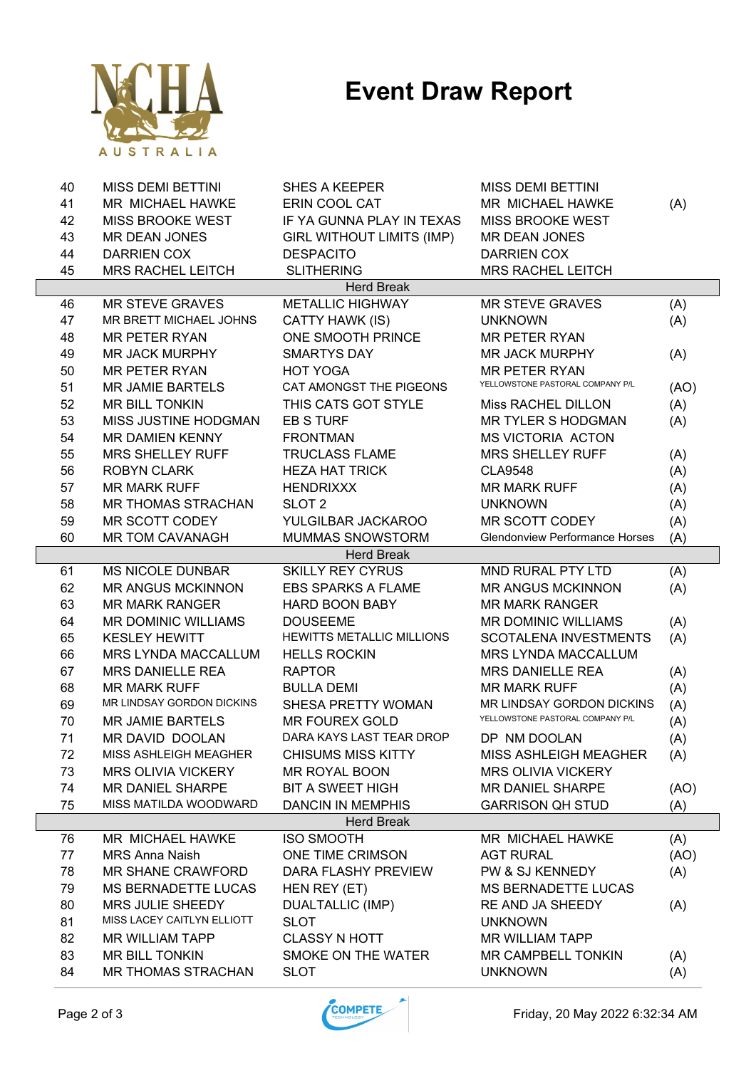# Event Draw Report

| No. | Rider | Horse | Owner | |
|---|---|---|---|---|
| 40 | MISS DEMI BETTINI | SHES A KEEPER | MISS DEMI BETTINI | |
| 41 | MR MICHAEL HAWKE | ERIN COOL CAT | MR MICHAEL HAWKE | (A) |
| 42 | MISS BROOKE WEST | IF YA GUNNA PLAY IN TEXAS | MISS BROOKE WEST | |
| 43 | MR DEAN JONES | GIRL WITHOUT LIMITS (IMP) | MR DEAN JONES | |
| 44 | DARRIEN COX | DESPACITO | DARRIEN COX | |
| 45 | MRS RACHEL LEITCH | SLITHERING | MRS RACHEL LEITCH | |
| | | Herd Break | | |
| 46 | MR STEVE GRAVES | METALLIC HIGHWAY | MR STEVE GRAVES | (A) |
| 47 | MR BRETT MICHAEL JOHNS | CATTY HAWK (IS) | UNKNOWN | (A) |
| 48 | MR PETER RYAN | ONE SMOOTH PRINCE | MR PETER RYAN | |
| 49 | MR JACK MURPHY | SMARTYS DAY | MR JACK MURPHY | (A) |
| 50 | MR PETER RYAN | HOT YOGA | MR PETER RYAN | |
| 51 | MR JAMIE BARTELS | CAT AMONGST THE PIGEONS | YELLOWSTONE PASTORAL COMPANY P/L | (AO) |
| 52 | MR BILL TONKIN | THIS CATS GOT STYLE | Miss RACHEL DILLON | (A) |
| 53 | MISS JUSTINE HODGMAN | EB S TURF | MR TYLER S HODGMAN | (A) |
| 54 | MR DAMIEN KENNY | FRONTMAN | MS VICTORIA ACTON | |
| 55 | MRS SHELLEY RUFF | TRUCLASS FLAME | MRS SHELLEY RUFF | (A) |
| 56 | ROBYN CLARK | HEZA HAT TRICK | CLA9548 | (A) |
| 57 | MR MARK RUFF | HENDRIXXX | MR MARK RUFF | (A) |
| 58 | MR THOMAS STRACHAN | SLOT 2 | UNKNOWN | (A) |
| 59 | MR SCOTT CODEY | YULGILBAR JACKAROO | MR SCOTT CODEY | (A) |
| 60 | MR TOM CAVANAGH | MUMMAS SNOWSTORM | Glendonview Performance Horses | (A) |
| | | Herd Break | | |
| 61 | MS NICOLE DUNBAR | SKILLY REY CYRUS | MND RURAL PTY LTD | (A) |
| 62 | MR ANGUS MCKINNON | EBS SPARKS A FLAME | MR ANGUS MCKINNON | (A) |
| 63 | MR MARK RANGER | HARD BOON BABY | MR MARK RANGER | |
| 64 | MR DOMINIC WILLIAMS | DOUSEEME | MR DOMINIC WILLIAMS | (A) |
| 65 | KESLEY HEWITT | HEWITTS METALLIC MILLIONS | SCOTALENA INVESTMENTS | (A) |
| 66 | MRS LYNDA MACCALLUM | HELLS ROCKIN | MRS LYNDA MACCALLUM | |
| 67 | MRS DANIELLE REA | RAPTOR | MRS DANIELLE REA | (A) |
| 68 | MR MARK RUFF | BULLA DEMI | MR MARK RUFF | (A) |
| 69 | MR LINDSAY GORDON DICKINS | SHESA PRETTY WOMAN | MR LINDSAY GORDON DICKINS | (A) |
| 70 | MR JAMIE BARTELS | MR FOUREX GOLD | YELLOWSTONE PASTORAL COMPANY P/L | (A) |
| 71 | MR DAVID DOOLAN | DARA KAYS LAST TEAR DROP | DP NM DOOLAN | (A) |
| 72 | MISS ASHLEIGH MEAGHER | CHISUMS MISS KITTY | MISS ASHLEIGH MEAGHER | (A) |
| 73 | MRS OLIVIA VICKERY | MR ROYAL BOON | MRS OLIVIA VICKERY | |
| 74 | MR DANIEL SHARPE | BIT A SWEET HIGH | MR DANIEL SHARPE | (AO) |
| 75 | MISS MATILDA WOODWARD | DANCIN IN MEMPHIS | GARRISON QH STUD | (A) |
| | | Herd Break | | |
| 76 | MR MICHAEL HAWKE | ISO SMOOTH | MR MICHAEL HAWKE | (A) |
| 77 | MRS Anna Naish | ONE TIME CRIMSON | AGT RURAL | (AO) |
| 78 | MR SHANE CRAWFORD | DARA FLASHY PREVIEW | PW & SJ KENNEDY | (A) |
| 79 | MS BERNADETTE LUCAS | HEN REY (ET) | MS BERNADETTE LUCAS | |
| 80 | MRS JULIE SHEEDY | DUALTALLIC (IMP) | RE AND JA SHEEDY | (A) |
| 81 | MISS LACEY CAITLYN ELLIOTT | SLOT | UNKNOWN | |
| 82 | MR WILLIAM TAPP | CLASSY N HOTT | MR WILLIAM TAPP | |
| 83 | MR BILL TONKIN | SMOKE ON THE WATER | MR CAMPBELL TONKIN | (A) |
| 84 | MR THOMAS STRACHAN | SLOT | UNKNOWN | (A) |

Friday, 20 May 2022 6:32:34 AM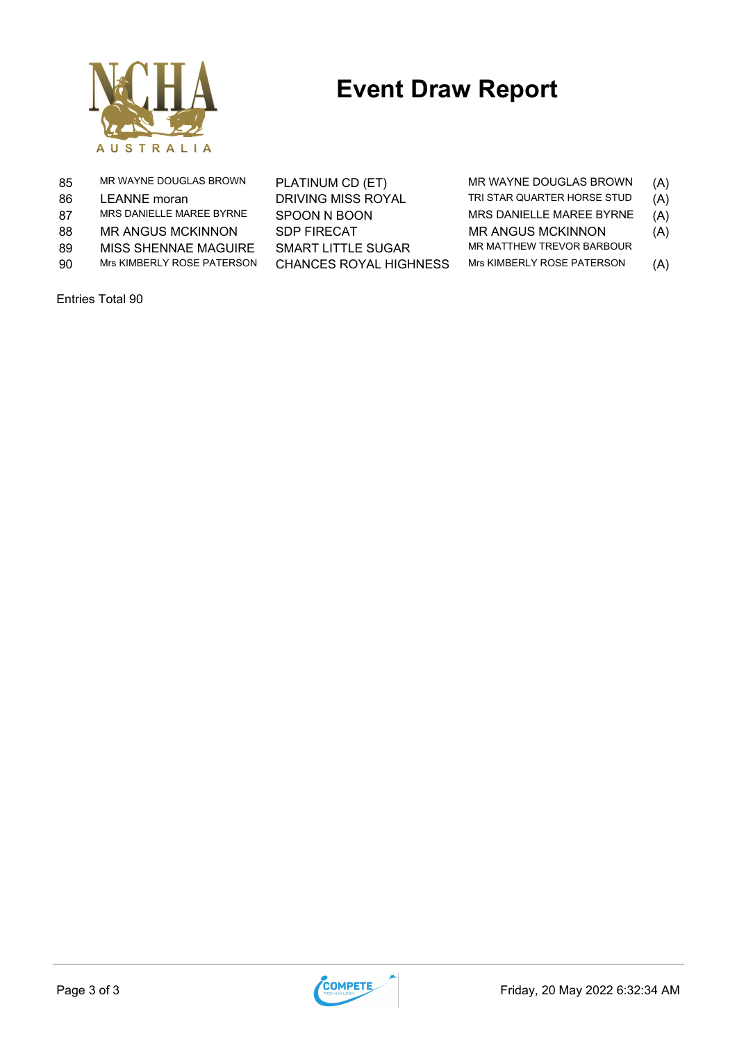# Event Draw Report

| | | | | |
|---|---|---|---|---|
| 85 | MR WAYNE DOUGLAS BROWN | PLATINUM CD (ET) | MR WAYNE DOUGLAS BROWN | (A) |
| 86 | LEANNE moran | DRIVING MISS ROYAL | TRI STAR QUARTER HORSE STUD | (A) |
| 87 | MRS DANIELLE MAREE BYRNE | SPOON N BOON | MRS DANIELLE MAREE BYRNE | (A) |
| 88 | MR ANGUS MCKINNON | SDP FIRECAT | MR ANGUS MCKINNON | (A) |
| 89 | MISS SHENNAE MAGUIRE | SMART LITTLE SUGAR | MR MATTHEW TREVOR BARBOUR | |
| 90 | Mrs KIMBERLY ROSE PATERSON | CHANCES ROYAL HIGHNESS | Mrs KIMBERLY ROSE PATERSON | (A) |

Entries Total 90

Friday, 20 May 2022 6:32:34 AM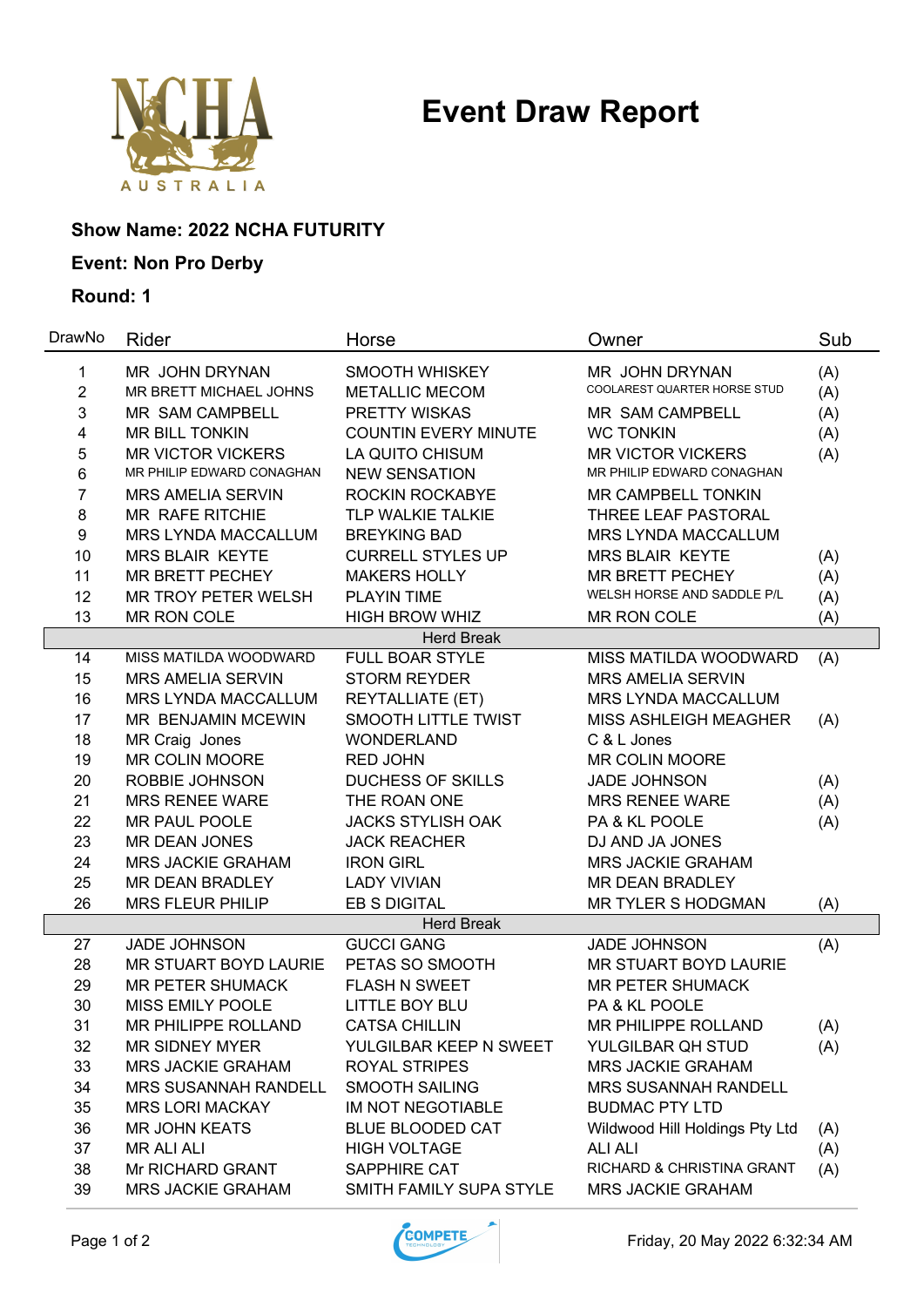# Event Draw Report

**Show Name: 2022 NCHA FUTURITY**

**Event: Non Pro Derby**

**Round: 1**

| DrawNo | Rider | Horse | Owner | Sub |
|---|---|---|---|---|
| 1 | MR JOHN DRYNAN | SMOOTH WHISKEY | MR JOHN DRYNAN | (A) |
| 2 | MR BRETT MICHAEL JOHNS | METALLIC MECOM | COOLAREST QUARTER HORSE STUD | (A) |
| 3 | MR SAM CAMPBELL | PRETTY WISKAS | MR SAM CAMPBELL | (A) |
| 4 | MR BILL TONKIN | COUNTIN EVERY MINUTE | WC TONKIN | (A) |
| 5 | MR VICTOR VICKERS | LA QUITO CHISUM | MR VICTOR VICKERS | (A) |
| 6 | MR PHILIP EDWARD CONAGHAN | NEW SENSATION | MR PHILIP EDWARD CONAGHAN | |
| 7 | MRS AMELIA SERVIN | ROCKIN ROCKABYE | MR CAMPBELL TONKIN | |
| 8 | MR RAFE RITCHIE | TLP WALKIE TALKIE | THREE LEAF PASTORAL | |
| 9 | MRS LYNDA MACCALLUM | BREYKING BAD | MRS LYNDA MACCALLUM | |
| 10 | MRS BLAIR KEYTE | CURRELL STYLES UP | MRS BLAIR KEYTE | (A) |
| 11 | MR BRETT PECHEY | MAKERS HOLLY | MR BRETT PECHEY | (A) |
| 12 | MR TROY PETER WELSH | PLAYIN TIME | WELSH HORSE AND SADDLE P/L | (A) |
| 13 | MR RON COLE | HIGH BROW WHIZ | MR RON COLE | (A) |
| | | Herd Break | | |
| 14 | MISS MATILDA WOODWARD | FULL BOAR STYLE | MISS MATILDA WOODWARD | (A) |
| 15 | MRS AMELIA SERVIN | STORM REYDER | MRS AMELIA SERVIN | |
| 16 | MRS LYNDA MACCALLUM | REYTALLIATE (ET) | MRS LYNDA MACCALLUM | |
| 17 | MR BENJAMIN MCEWIN | SMOOTH LITTLE TWIST | MISS ASHLEIGH MEAGHER | (A) |
| 18 | MR Craig Jones | WONDERLAND | C & L Jones | |
| 19 | MR COLIN MOORE | RED JOHN | MR COLIN MOORE | |
| 20 | ROBBIE JOHNSON | DUCHESS OF SKILLS | JADE JOHNSON | (A) |
| 21 | MRS RENEE WARE | THE ROAN ONE | MRS RENEE WARE | (A) |
| 22 | MR PAUL POOLE | JACKS STYLISH OAK | PA & KL POOLE | (A) |
| 23 | MR DEAN JONES | JACK REACHER | DJ AND JA JONES | |
| 24 | MRS JACKIE GRAHAM | IRON GIRL | MRS JACKIE GRAHAM | |
| 25 | MR DEAN BRADLEY | LADY VIVIAN | MR DEAN BRADLEY | |
| 26 | MRS FLEUR PHILIP | EB S DIGITAL | MR TYLER S HODGMAN | (A) |
| | | Herd Break | | |
| 27 | JADE JOHNSON | GUCCI GANG | JADE JOHNSON | (A) |
| 28 | MR STUART BOYD LAURIE | PETAS SO SMOOTH | MR STUART BOYD LAURIE | |
| 29 | MR PETER SHUMACK | FLASH N SWEET | MR PETER SHUMACK | |
| 30 | MISS EMILY POOLE | LITTLE BOY BLU | PA & KL POOLE | |
| 31 | MR PHILIPPE ROLLAND | CATSA CHILLIN | MR PHILIPPE ROLLAND | (A) |
| 32 | MR SIDNEY MYER | YULGILBAR KEEP N SWEET | YULGILBAR QH STUD | (A) |
| 33 | MRS JACKIE GRAHAM | ROYAL STRIPES | MRS JACKIE GRAHAM | |
| 34 | MRS SUSANNAH RANDELL | SMOOTH SAILING | MRS SUSANNAH RANDELL | |
| 35 | MRS LORI MACKAY | IM NOT NEGOTIABLE | BUDMAC PTY LTD | |
| 36 | MR JOHN KEATS | BLUE BLOODED CAT | Wildwood Hill Holdings Pty Ltd | (A) |
| 37 | MR ALI ALI | HIGH VOLTAGE | ALI ALI | (A) |
| 38 | Mr RICHARD GRANT | SAPPHIRE CAT | RICHARD & CHRISTINA GRANT | (A) |
| 39 | MRS JACKIE GRAHAM | SMITH FAMILY SUPA STYLE | MRS JACKIE GRAHAM | |

Friday, 20 May 2022 6:32:34 AM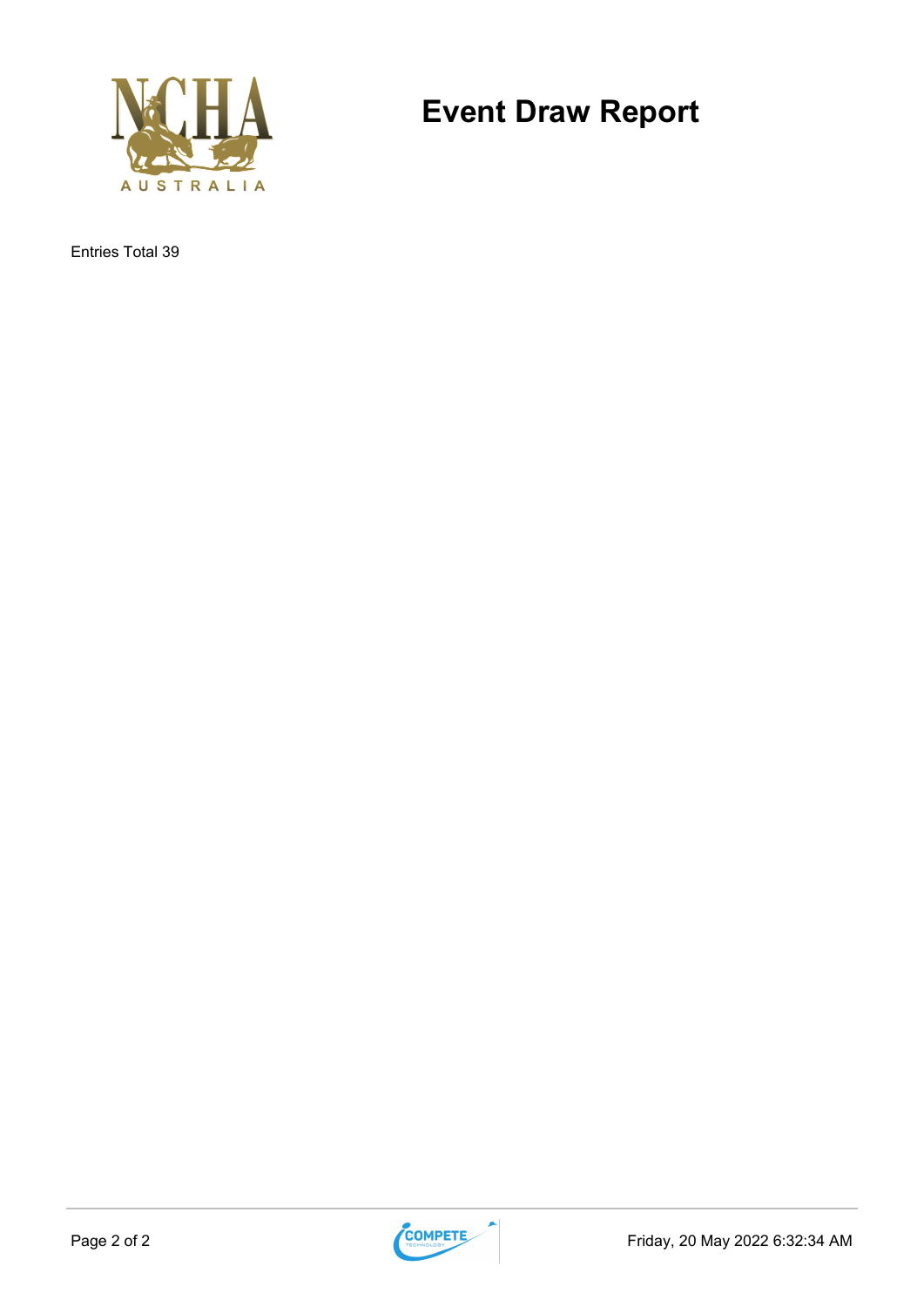# Event Draw Report

Entries Total 39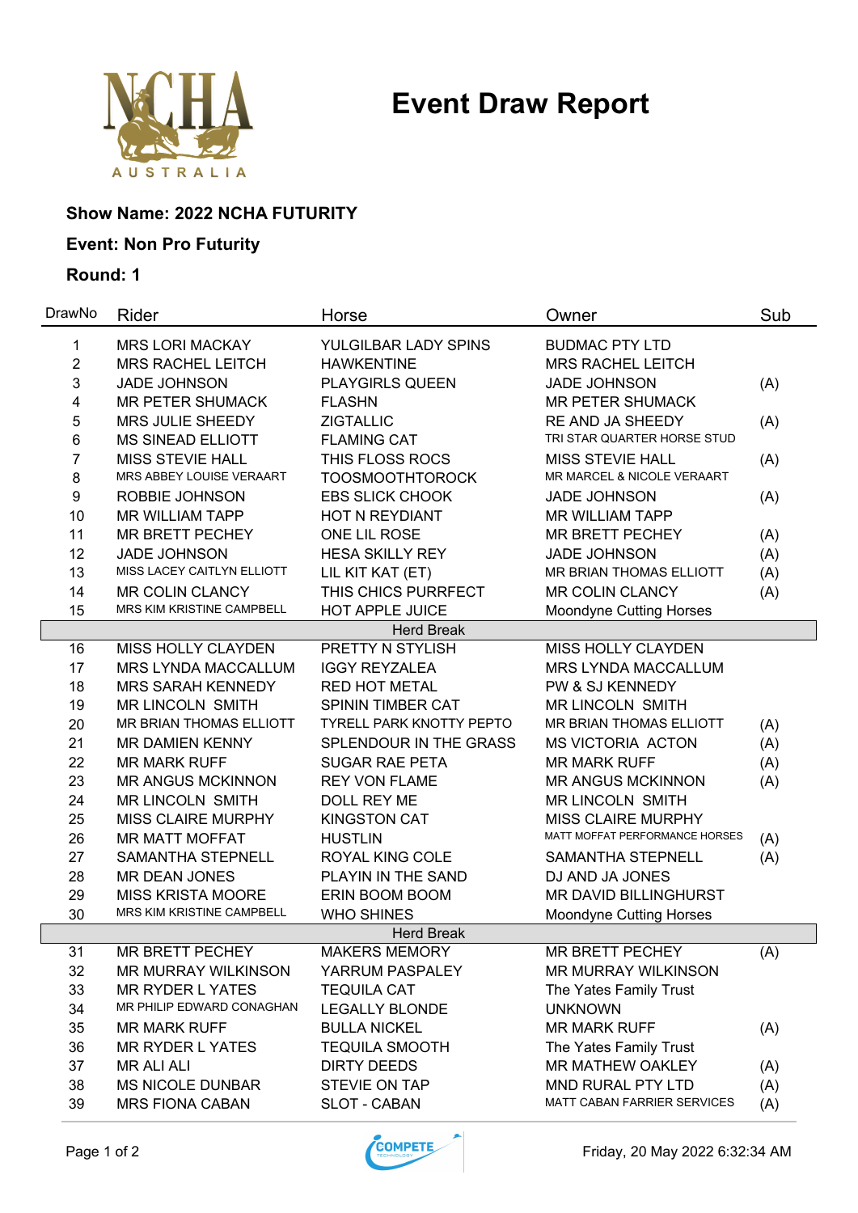# Event Draw Report

**Show Name: 2022 NCHA FUTURITY**

**Event: Non Pro Futurity**

**Round: 1**

| DrawNo | Rider | Horse | Owner | Sub |
|---|---|---|---|---|
| 1 | MRS LORI MACKAY | YULGILBAR LADY SPINS | BUDMAC PTY LTD | |
| 2 | MRS RACHEL LEITCH | HAWKENTINE | MRS RACHEL LEITCH | |
| 3 | JADE JOHNSON | PLAYGIRLS QUEEN | JADE JOHNSON | (A) |
| 4 | MR PETER SHUMACK | FLASHN | MR PETER SHUMACK | |
| 5 | MRS JULIE SHEEDY | ZIGTALLIC | RE AND JA SHEEDY | (A) |
| 6 | MS SINEAD ELLIOTT | FLAMING CAT | TRI STAR QUARTER HORSE STUD | |
| 7 | MISS STEVIE HALL | THIS FLOSS ROCS | MISS STEVIE HALL | (A) |
| 8 | MRS ABBEY LOUISE VERAART | TOOSMOOTHTOROCK | MR MARCEL & NICOLE VERAART | |
| 9 | ROBBIE JOHNSON | EBS SLICK CHOOK | JADE JOHNSON | (A) |
| 10 | MR WILLIAM TAPP | HOT N REYDIANT | MR WILLIAM TAPP | |
| 11 | MR BRETT PECHEY | ONE LIL ROSE | MR BRETT PECHEY | (A) |
| 12 | JADE JOHNSON | HESA SKILLY REY | JADE JOHNSON | (A) |
| 13 | MISS LACEY CAITLYN ELLIOTT | LIL KIT KAT (ET) | MR BRIAN THOMAS ELLIOTT | (A) |
| 14 | MR COLIN CLANCY | THIS CHICS PURRFECT | MR COLIN CLANCY | (A) |
| 15 | MRS KIM KRISTINE CAMPBELL | HOT APPLE JUICE | Moondyne Cutting Horses | |
| | | Herd Break | | |
| 16 | MISS HOLLY CLAYDEN | PRETTY N STYLISH | MISS HOLLY CLAYDEN | |
| 17 | MRS LYNDA MACCALLUM | IGGY REYZALEA | MRS LYNDA MACCALLUM | |
| 18 | MRS SARAH KENNEDY | RED HOT METAL | PW & SJ KENNEDY | |
| 19 | MR LINCOLN SMITH | SPININ TIMBER CAT | MR LINCOLN SMITH | |
| 20 | MR BRIAN THOMAS ELLIOTT | TYRELL PARK KNOTTY PEPTO | MR BRIAN THOMAS ELLIOTT | (A) |
| 21 | MR DAMIEN KENNY | SPLENDOUR IN THE GRASS | MS VICTORIA ACTON | (A) |
| 22 | MR MARK RUFF | SUGAR RAE PETA | MR MARK RUFF | (A) |
| 23 | MR ANGUS MCKINNON | REY VON FLAME | MR ANGUS MCKINNON | (A) |
| 24 | MR LINCOLN SMITH | DOLL REY ME | MR LINCOLN SMITH | |
| 25 | MISS CLAIRE MURPHY | KINGSTON CAT | MISS CLAIRE MURPHY | |
| 26 | MR MATT MOFFAT | HUSTLIN | MATT MOFFAT PERFORMANCE HORSES | (A) |
| 27 | SAMANTHA STEPNELL | ROYAL KING COLE | SAMANTHA STEPNELL | (A) |
| 28 | MR DEAN JONES | PLAYIN IN THE SAND | DJ AND JA JONES | |
| 29 | MISS KRISTA MOORE | ERIN BOOM BOOM | MR DAVID BILLINGHURST | |
| 30 | MRS KIM KRISTINE CAMPBELL | WHO SHINES | Moondyne Cutting Horses | |
| | | Herd Break | | |
| 31 | MR BRETT PECHEY | MAKERS MEMORY | MR BRETT PECHEY | (A) |
| 32 | MR MURRAY WILKINSON | YARRUM PASPALEY | MR MURRAY WILKINSON | |
| 33 | MR RYDER L YATES | TEQUILA CAT | The Yates Family Trust | |
| 34 | MR PHILIP EDWARD CONAGHAN | LEGALLY BLONDE | UNKNOWN | |
| 35 | MR MARK RUFF | BULLA NICKEL | MR MARK RUFF | (A) |
| 36 | MR RYDER L YATES | TEQUILA SMOOTH | The Yates Family Trust | |
| 37 | MR ALI ALI | DIRTY DEEDS | MR MATHEW OAKLEY | (A) |
| 38 | MS NICOLE DUNBAR | STEVIE ON TAP | MND RURAL PTY LTD | (A) |
| 39 | MRS FIONA CABAN | SLOT - CABAN | MATT CABAN FARRIER SERVICES | (A) |

Friday, 20 May 2022 6:32:34 AM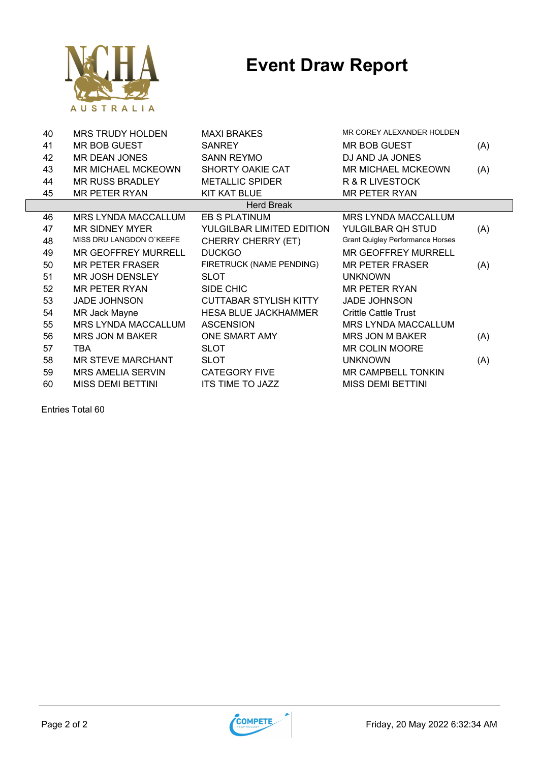# Event Draw Report

| | | | | |
|---|---|---|---|---|
| 40 | MRS TRUDY HOLDEN | MAXI BRAKES | MR COREY ALEXANDER HOLDEN | |
| 41 | MR BOB GUEST | SANREY | MR BOB GUEST | (A) |
| 42 | MR DEAN JONES | SANN REYMO | DJ AND JA JONES | |
| 43 | MR MICHAEL MCKEOWN | SHORTY OAKIE CAT | MR MICHAEL MCKEOWN | (A) |
| 44 | MR RUSS BRADLEY | METALLIC SPIDER | R & R LIVESTOCK | |
| 45 | MR PETER RYAN | KIT KAT BLUE | MR PETER RYAN | |
| | | Herd Break | | |
| 46 | MRS LYNDA MACCALLUM | EB S PLATINUM | MRS LYNDA MACCALLUM | |
| 47 | MR SIDNEY MYER | YULGILBAR LIMITED EDITION | YULGILBAR QH STUD | (A) |
| 48 | MISS DRU LANGDON O`KEEFE | CHERRY CHERRY (ET) | Grant Quigley Performance Horses | |
| 49 | MR GEOFFREY MURRELL | DUCKGO | MR GEOFFREY MURRELL | |
| 50 | MR PETER FRASER | FIRETRUCK (NAME PENDING) | MR PETER FRASER | (A) |
| 51 | MR JOSH DENSLEY | SLOT | UNKNOWN | |
| 52 | MR PETER RYAN | SIDE CHIC | MR PETER RYAN | |
| 53 | JADE JOHNSON | CUTTABAR STYLISH KITTY | JADE JOHNSON | |
| 54 | MR Jack Mayne | HESA BLUE JACKHAMMER | Crittle Cattle Trust | |
| 55 | MRS LYNDA MACCALLUM | ASCENSION | MRS LYNDA MACCALLUM | |
| 56 | MRS JON M BAKER | ONE SMART AMY | MRS JON M BAKER | (A) |
| 57 | TBA | SLOT | MR COLIN MOORE | |
| 58 | MR STEVE MARCHANT | SLOT | UNKNOWN | (A) |
| 59 | MRS AMELIA SERVIN | CATEGORY FIVE | MR CAMPBELL TONKIN | |
| 60 | MISS DEMI BETTINI | ITS TIME TO JAZZ | MISS DEMI BETTINI | |

Entries Total 60

Friday, 20 May 2022 6:32:34 AM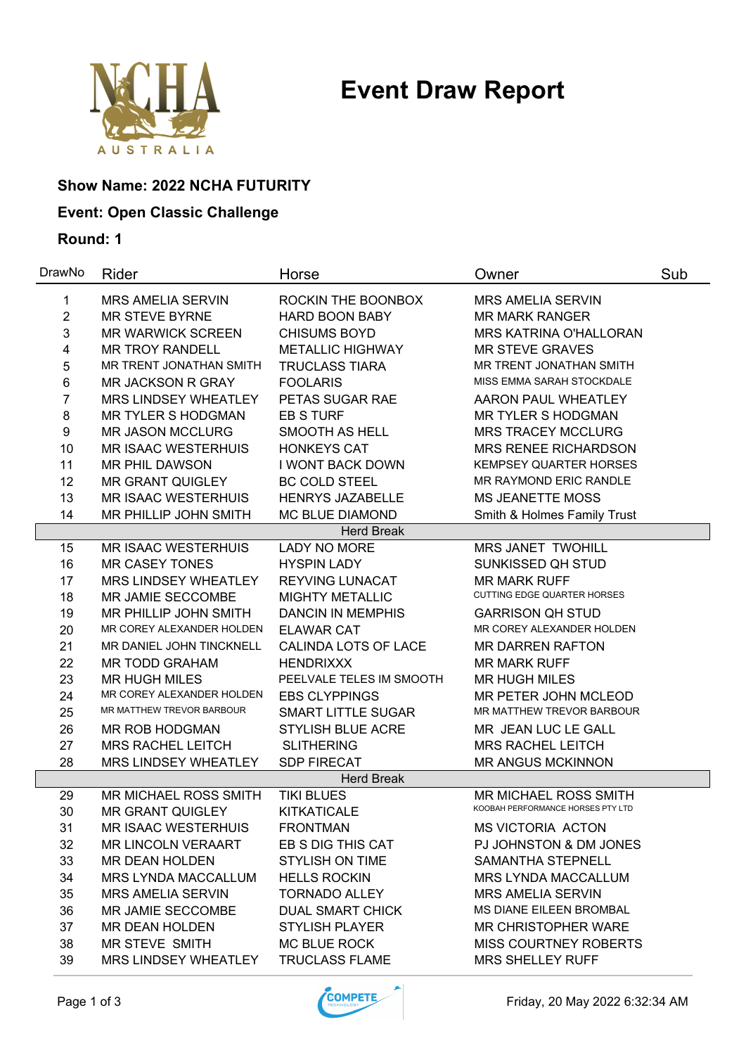# Event Draw Report

**Show Name: 2022 NCHA FUTURITY**

**Event: Open Classic Challenge**

**Round: 1**

| DrawNo | Rider | Horse | Owner | Sub |
|---|---|---|---|---|
| 1 | MRS AMELIA SERVIN | ROCKIN THE BOONBOX | MRS AMELIA SERVIN | |
| 2 | MR STEVE BYRNE | HARD BOON BABY | MR MARK RANGER | |
| 3 | MR WARWICK SCREEN | CHISUMS BOYD | MRS KATRINA O'HALLORAN | |
| 4 | MR TROY RANDELL | METALLIC HIGHWAY | MR STEVE GRAVES | |
| 5 | MR TRENT JONATHAN SMITH | TRUCLASS TIARA | MR TRENT JONATHAN SMITH | |
| 6 | MR JACKSON R GRAY | FOOLARIS | MISS EMMA SARAH STOCKDALE | |
| 7 | MRS LINDSEY WHEATLEY | PETAS SUGAR RAE | AARON PAUL WHEATLEY | |
| 8 | MR TYLER S HODGMAN | EB S TURF | MR TYLER S HODGMAN | |
| 9 | MR JASON MCCLURG | SMOOTH AS HELL | MRS TRACEY MCCLURG | |
| 10 | MR ISAAC WESTERHUIS | HONKEYS CAT | MRS RENEE RICHARDSON | |
| 11 | MR PHIL DAWSON | I WONT BACK DOWN | KEMPSEY QUARTER HORSES | |
| 12 | MR GRANT QUIGLEY | BC COLD STEEL | MR RAYMOND ERIC RANDLE | |
| 13 | MR ISAAC WESTERHUIS | HENRYS JAZABELLE | MS JEANETTE MOSS | |
| 14 | MR PHILLIP JOHN SMITH | MC BLUE DIAMOND | Smith & Holmes Family Trust | |
| | | Herd Break | | |
| 15 | MR ISAAC WESTERHUIS | LADY NO MORE | MRS JANET TWOHILL | |
| 16 | MR CASEY TONES | HYSPIN LADY | SUNKISSED QH STUD | |
| 17 | MRS LINDSEY WHEATLEY | REYVING LUNACAT | MR MARK RUFF | |
| 18 | MR JAMIE SECCOMBE | MIGHTY METALLIC | CUTTING EDGE QUARTER HORSES | |
| 19 | MR PHILLIP JOHN SMITH | DANCIN IN MEMPHIS | GARRISON QH STUD | |
| 20 | MR COREY ALEXANDER HOLDEN | ELAWAR CAT | MR COREY ALEXANDER HOLDEN | |
| 21 | MR DANIEL JOHN TINCKNELL | CALINDA LOTS OF LACE | MR DARREN RAFTON | |
| 22 | MR TODD GRAHAM | HENDRIXXX | MR MARK RUFF | |
| 23 | MR HUGH MILES | PEELVALE TELES IM SMOOTH | MR HUGH MILES | |
| 24 | MR COREY ALEXANDER HOLDEN | EBS CLYPPINGS | MR PETER JOHN MCLEOD | |
| 25 | MR MATTHEW TREVOR BARBOUR | SMART LITTLE SUGAR | MR MATTHEW TREVOR BARBOUR | |
| 26 | MR ROB HODGMAN | STYLISH BLUE ACRE | MR JEAN LUC LE GALL | |
| 27 | MRS RACHEL LEITCH | SLITHERING | MRS RACHEL LEITCH | |
| 28 | MRS LINDSEY WHEATLEY | SDP FIRECAT | MR ANGUS MCKINNON | |
| | | Herd Break | | |
| 29 | MR MICHAEL ROSS SMITH | TIKI BLUES | MR MICHAEL ROSS SMITH | |
| 30 | MR GRANT QUIGLEY | KITKATICALE | KOOBAH PERFORMANCE HORSES PTY LTD | |
| 31 | MR ISAAC WESTERHUIS | FRONTMAN | MS VICTORIA ACTON | |
| 32 | MR LINCOLN VERAART | EB S DIG THIS CAT | PJ JOHNSTON & DM JONES | |
| 33 | MR DEAN HOLDEN | STYLISH ON TIME | SAMANTHA STEPNELL | |
| 34 | MRS LYNDA MACCALLUM | HELLS ROCKIN | MRS LYNDA MACCALLUM | |
| 35 | MRS AMELIA SERVIN | TORNADO ALLEY | MRS AMELIA SERVIN | |
| 36 | MR JAMIE SECCOMBE | DUAL SMART CHICK | MS DIANE EILEEN BROMBAL | |
| 37 | MR DEAN HOLDEN | STYLISH PLAYER | MR CHRISTOPHER WARE | |
| 38 | MR STEVE SMITH | MC BLUE ROCK | MISS COURTNEY ROBERTS | |
| 39 | MRS LINDSEY WHEATLEY | TRUCLASS FLAME | MRS SHELLEY RUFF | |

Friday, 20 May 2022 6:32:34 AM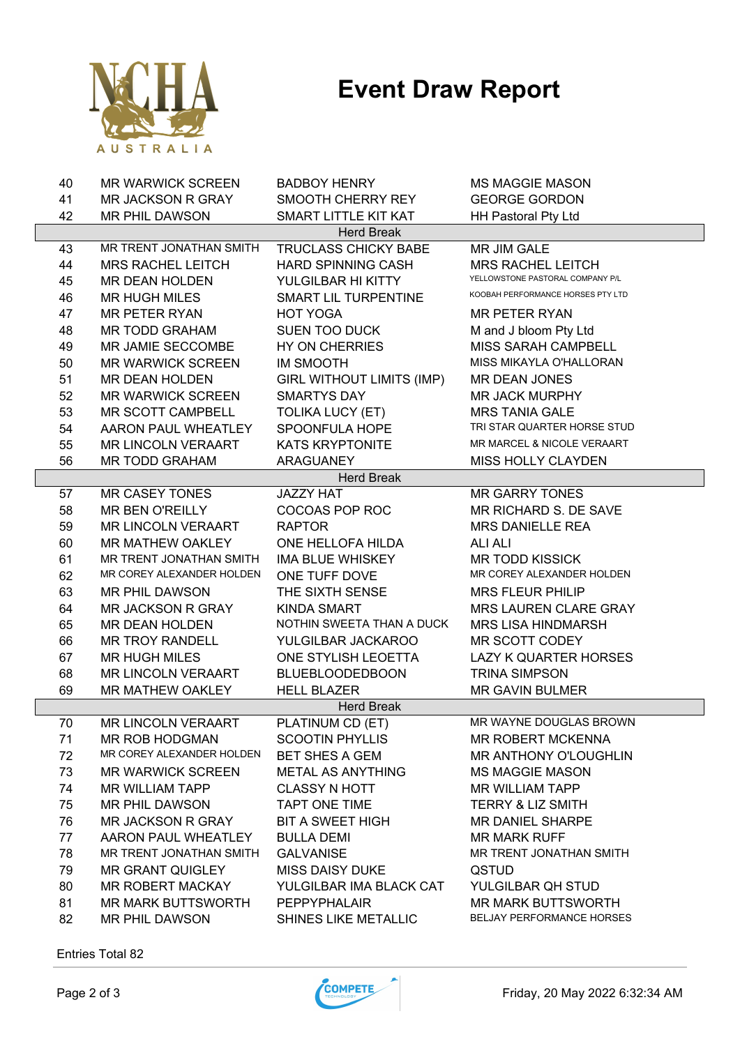# Event Draw Report

| | | | |
|---|---|---|---|
| 40 | MR WARWICK SCREEN | BADBOY HENRY | MS MAGGIE MASON |
| 41 | MR JACKSON R GRAY | SMOOTH CHERRY REY | GEORGE GORDON |
| 42 | MR PHIL DAWSON | SMART LITTLE KIT KAT | HH Pastoral Pty Ltd |
| | | Herd Break | |
| 43 | MR TRENT JONATHAN SMITH | TRUCLASS CHICKY BABE | MR JIM GALE |
| 44 | MRS RACHEL LEITCH | HARD SPINNING CASH | MRS RACHEL LEITCH |
| 45 | MR DEAN HOLDEN | YULGILBAR HI KITTY | YELLOWSTONE PASTORAL COMPANY P/L |
| 46 | MR HUGH MILES | SMART LIL TURPENTINE | KOOBAH PERFORMANCE HORSES PTY LTD |
| 47 | MR PETER RYAN | HOT YOGA | MR PETER RYAN |
| 48 | MR TODD GRAHAM | SUEN TOO DUCK | M and J bloom Pty Ltd |
| 49 | MR JAMIE SECCOMBE | HY ON CHERRIES | MISS SARAH CAMPBELL |
| 50 | MR WARWICK SCREEN | IM SMOOTH | MISS MIKAYLA O'HALLORAN |
| 51 | MR DEAN HOLDEN | GIRL WITHOUT LIMITS (IMP) | MR DEAN JONES |
| 52 | MR WARWICK SCREEN | SMARTYS DAY | MR JACK MURPHY |
| 53 | MR SCOTT CAMPBELL | TOLIKA LUCY (ET) | MRS TANIA GALE |
| 54 | AARON PAUL WHEATLEY | SPOONFULA HOPE | TRI STAR QUARTER HORSE STUD |
| 55 | MR LINCOLN VERAART | KATS KRYPTONITE | MR MARCEL & NICOLE VERAART |
| 56 | MR TODD GRAHAM | ARAGUANEY | MISS HOLLY CLAYDEN |
| | | Herd Break | |
| 57 | MR CASEY TONES | JAZZY HAT | MR GARRY TONES |
| 58 | MR BEN O'REILLY | COCOAS POP ROC | MR RICHARD S. DE SAVE |
| 59 | MR LINCOLN VERAART | RAPTOR | MRS DANIELLE REA |
| 60 | MR MATHEW OAKLEY | ONE HELLOFA HILDA | ALI ALI |
| 61 | MR TRENT JONATHAN SMITH | IMA BLUE WHISKEY | MR TODD KISSICK |
| 62 | MR COREY ALEXANDER HOLDEN | ONE TUFF DOVE | MR COREY ALEXANDER HOLDEN |
| 63 | MR PHIL DAWSON | THE SIXTH SENSE | MRS FLEUR PHILIP |
| 64 | MR JACKSON R GRAY | KINDA SMART | MRS LAUREN CLARE GRAY |
| 65 | MR DEAN HOLDEN | NOTHIN SWEETA THAN A DUCK | MRS LISA HINDMARSH |
| 66 | MR TROY RANDELL | YULGILBAR JACKAROO | MR SCOTT CODEY |
| 67 | MR HUGH MILES | ONE STYLISH LEOETTA | LAZY K QUARTER HORSES |
| 68 | MR LINCOLN VERAART | BLUEBLOODEDBOON | TRINA SIMPSON |
| 69 | MR MATHEW OAKLEY | HELL BLAZER | MR GAVIN BULMER |
| | | Herd Break | |
| 70 | MR LINCOLN VERAART | PLATINUM CD (ET) | MR WAYNE DOUGLAS BROWN |
| 71 | MR ROB HODGMAN | SCOOTIN PHYLLIS | MR ROBERT MCKENNA |
| 72 | MR COREY ALEXANDER HOLDEN | BET SHES A GEM | MR ANTHONY O'LOUGHLIN |
| 73 | MR WARWICK SCREEN | METAL AS ANYTHING | MS MAGGIE MASON |
| 74 | MR WILLIAM TAPP | CLASSY N HOTT | MR WILLIAM TAPP |
| 75 | MR PHIL DAWSON | TAPT ONE TIME | TERRY & LIZ SMITH |
| 76 | MR JACKSON R GRAY | BIT A SWEET HIGH | MR DANIEL SHARPE |
| 77 | AARON PAUL WHEATLEY | BULLA DEMI | MR MARK RUFF |
| 78 | MR TRENT JONATHAN SMITH | GALVANISE | MR TRENT JONATHAN SMITH |
| 79 | MR GRANT QUIGLEY | MISS DAISY DUKE | QSTUD |
| 80 | MR ROBERT MACKAY | YULGILBAR IMA BLACK CAT | YULGILBAR QH STUD |
| 81 | MR MARK BUTTSWORTH | PEPPYPHALAIR | MR MARK BUTTSWORTH |
| 82 | MR PHIL DAWSON | SHINES LIKE METALLIC | BELJAY PERFORMANCE HORSES |

Entries Total 82

Friday, 20 May 2022 6:32:34 AM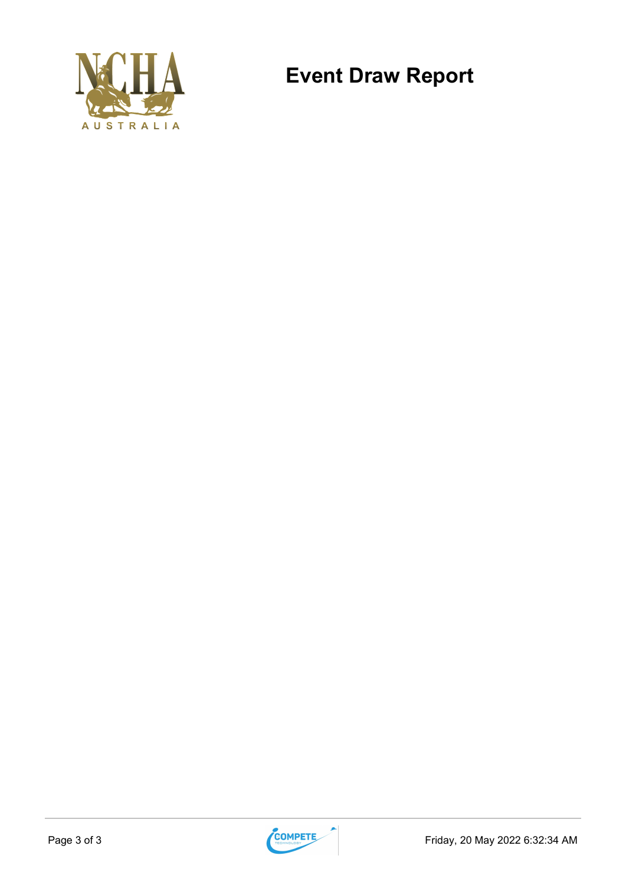# Event Draw Report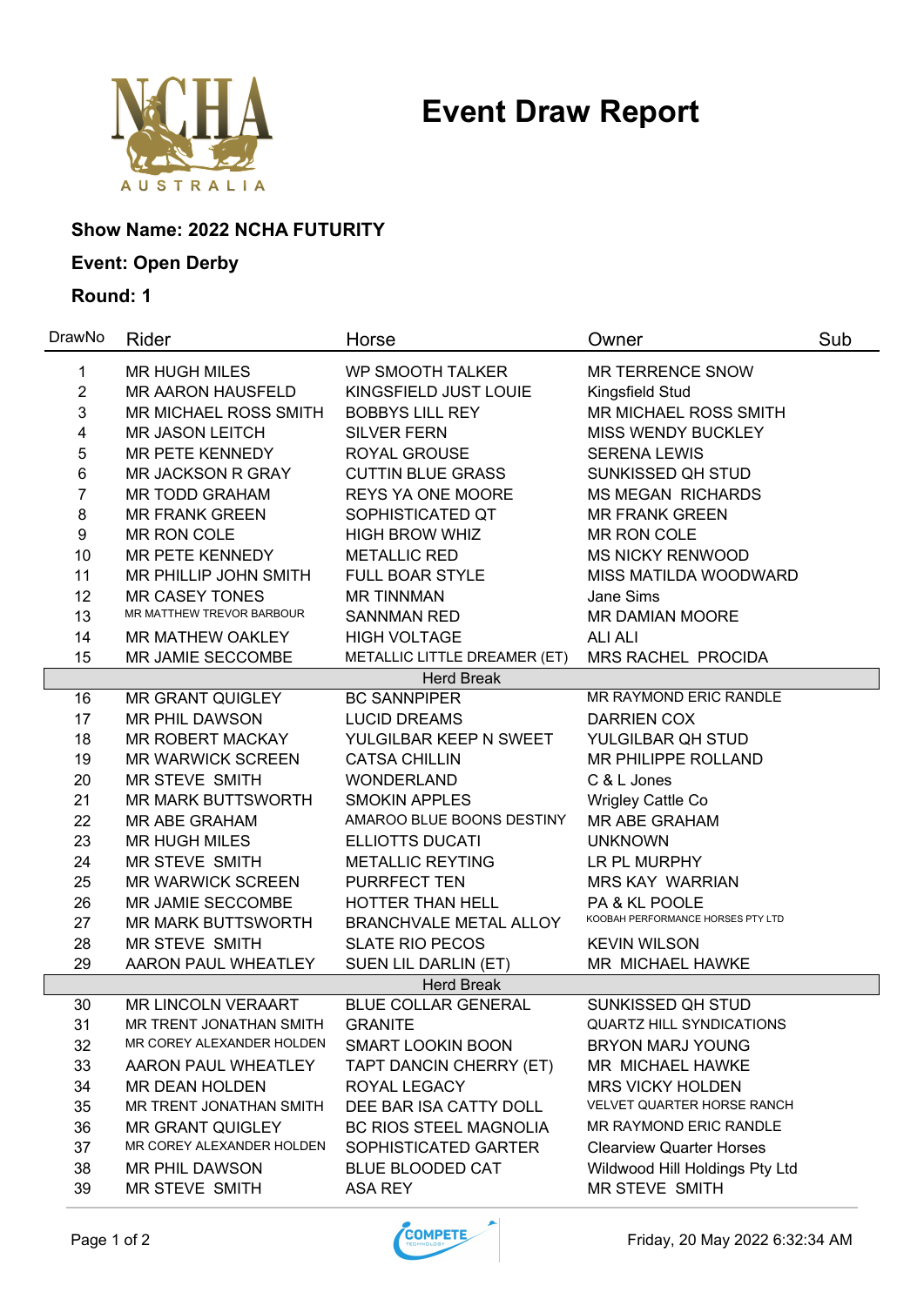# Event Draw Report

**Show Name: 2022 NCHA FUTURITY**

**Event: Open Derby**

**Round: 1**

| DrawNo | Rider | Horse | Owner | Sub |
|---|---|---|---|---|
| 1 | MR HUGH MILES | WP SMOOTH TALKER | MR TERRENCE SNOW | |
| 2 | MR AARON HAUSFELD | KINGSFIELD JUST LOUIE | Kingsfield Stud | |
| 3 | MR MICHAEL ROSS SMITH | BOBBYS LILL REY | MR MICHAEL ROSS SMITH | |
| 4 | MR JASON LEITCH | SILVER FERN | MISS WENDY BUCKLEY | |
| 5 | MR PETE KENNEDY | ROYAL GROUSE | SERENA LEWIS | |
| 6 | MR JACKSON R GRAY | CUTTIN BLUE GRASS | SUNKISSED QH STUD | |
| 7 | MR TODD GRAHAM | REYS YA ONE MOORE | MS MEGAN RICHARDS | |
| 8 | MR FRANK GREEN | SOPHISTICATED QT | MR FRANK GREEN | |
| 9 | MR RON COLE | HIGH BROW WHIZ | MR RON COLE | |
| 10 | MR PETE KENNEDY | METALLIC RED | MS NICKY RENWOOD | |
| 11 | MR PHILLIP JOHN SMITH | FULL BOAR STYLE | MISS MATILDA WOODWARD | |
| 12 | MR CASEY TONES | MR TINNMAN | Jane Sims | |
| 13 | MR MATTHEW TREVOR BARBOUR | SANNMAN RED | MR DAMIAN MOORE | |
| 14 | MR MATHEW OAKLEY | HIGH VOLTAGE | ALI ALI | |
| 15 | MR JAMIE SECCOMBE | METALLIC LITTLE DREAMER (ET) | MRS RACHEL PROCIDA | |
| | | Herd Break | | |
| 16 | MR GRANT QUIGLEY | BC SANNPIPER | MR RAYMOND ERIC RANDLE | |
| 17 | MR PHIL DAWSON | LUCID DREAMS | DARRIEN COX | |
| 18 | MR ROBERT MACKAY | YULGILBAR KEEP N SWEET | YULGILBAR QH STUD | |
| 19 | MR WARWICK SCREEN | CATSA CHILLIN | MR PHILIPPE ROLLAND | |
| 20 | MR STEVE SMITH | WONDERLAND | C & L Jones | |
| 21 | MR MARK BUTTSWORTH | SMOKIN APPLES | Wrigley Cattle Co | |
| 22 | MR ABE GRAHAM | AMAROO BLUE BOONS DESTINY | MR ABE GRAHAM | |
| 23 | MR HUGH MILES | ELLIOTTS DUCATI | UNKNOWN | |
| 24 | MR STEVE SMITH | METALLIC REYTING | LR PL MURPHY | |
| 25 | MR WARWICK SCREEN | PURRFECT TEN | MRS KAY WARRIAN | |
| 26 | MR JAMIE SECCOMBE | HOTTER THAN HELL | PA & KL POOLE | |
| 27 | MR MARK BUTTSWORTH | BRANCHVALE METAL ALLOY | KOOBAH PERFORMANCE HORSES PTY LTD | |
| 28 | MR STEVE SMITH | SLATE RIO PECOS | KEVIN WILSON | |
| 29 | AARON PAUL WHEATLEY | SUEN LIL DARLIN (ET) | MR MICHAEL HAWKE | |
| | | Herd Break | | |
| 30 | MR LINCOLN VERAART | BLUE COLLAR GENERAL | SUNKISSED QH STUD | |
| 31 | MR TRENT JONATHAN SMITH | GRANITE | QUARTZ HILL SYNDICATIONS | |
| 32 | MR COREY ALEXANDER HOLDEN | SMART LOOKIN BOON | BRYON MARJ YOUNG | |
| 33 | AARON PAUL WHEATLEY | TAPT DANCIN CHERRY (ET) | MR MICHAEL HAWKE | |
| 34 | MR DEAN HOLDEN | ROYAL LEGACY | MRS VICKY HOLDEN | |
| 35 | MR TRENT JONATHAN SMITH | DEE BAR ISA CATTY DOLL | VELVET QUARTER HORSE RANCH | |
| 36 | MR GRANT QUIGLEY | BC RIOS STEEL MAGNOLIA | MR RAYMOND ERIC RANDLE | |
| 37 | MR COREY ALEXANDER HOLDEN | SOPHISTICATED GARTER | Clearview Quarter Horses | |
| 38 | MR PHIL DAWSON | BLUE BLOODED CAT | Wildwood Hill Holdings Pty Ltd | |
| 39 | MR STEVE SMITH | ASA REY | MR STEVE SMITH | |

Friday, 20 May 2022 6:32:34 AM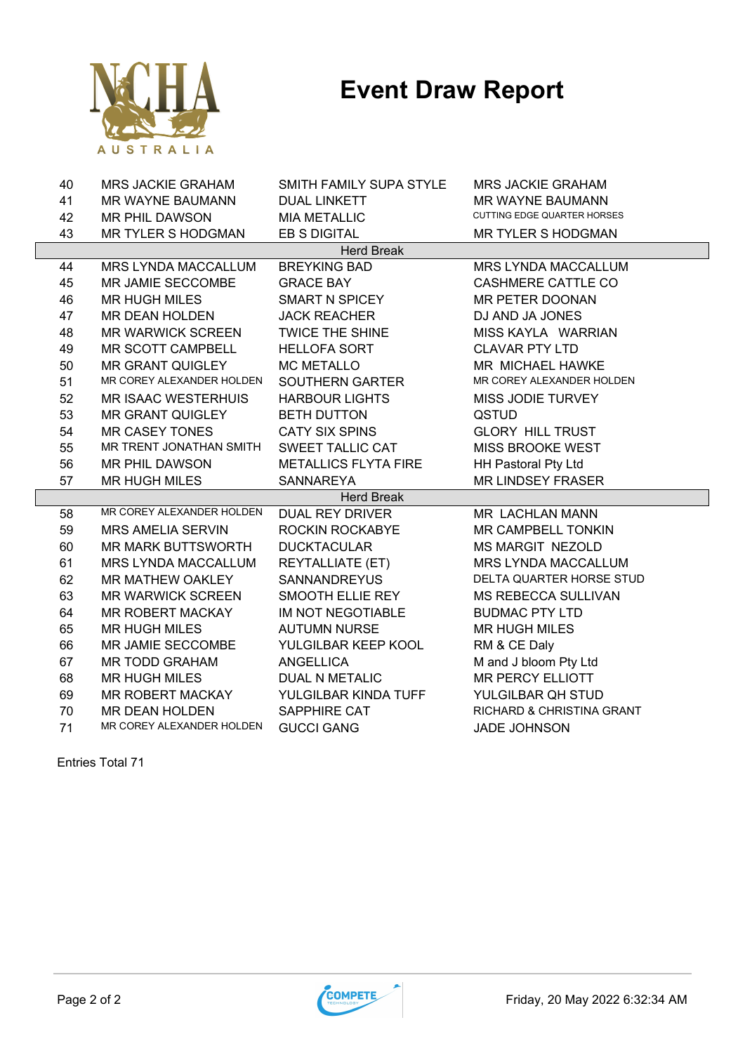# Event Draw Report

| | | | |
|---|---|---|---|
| 40 | MRS JACKIE GRAHAM | SMITH FAMILY SUPA STYLE | MRS JACKIE GRAHAM |
| 41 | MR WAYNE BAUMANN | DUAL LINKETT | MR WAYNE BAUMANN |
| 42 | MR PHIL DAWSON | MIA METALLIC | CUTTING EDGE QUARTER HORSES |
| 43 | MR TYLER S HODGMAN | EB S DIGITAL | MR TYLER S HODGMAN |
| | | Herd Break | |
| 44 | MRS LYNDA MACCALLUM | BREYKING BAD | MRS LYNDA MACCALLUM |
| 45 | MR JAMIE SECCOMBE | GRACE BAY | CASHMERE CATTLE CO |
| 46 | MR HUGH MILES | SMART N SPICEY | MR PETER DOONAN |
| 47 | MR DEAN HOLDEN | JACK REACHER | DJ AND JA JONES |
| 48 | MR WARWICK SCREEN | TWICE THE SHINE | MISS KAYLA WARRIAN |
| 49 | MR SCOTT CAMPBELL | HELLOFA SORT | CLAVAR PTY LTD |
| 50 | MR GRANT QUIGLEY | MC METALLO | MR MICHAEL HAWKE |
| 51 | MR COREY ALEXANDER HOLDEN | SOUTHERN GARTER | MR COREY ALEXANDER HOLDEN |
| 52 | MR ISAAC WESTERHUIS | HARBOUR LIGHTS | MISS JODIE TURVEY |
| 53 | MR GRANT QUIGLEY | BETH DUTTON | QSTUD |
| 54 | MR CASEY TONES | CATY SIX SPINS | GLORY HILL TRUST |
| 55 | MR TRENT JONATHAN SMITH | SWEET TALLIC CAT | MISS BROOKE WEST |
| 56 | MR PHIL DAWSON | METALLICS FLYTA FIRE | HH Pastoral Pty Ltd |
| 57 | MR HUGH MILES | SANNAREYA | MR LINDSEY FRASER |
| | | Herd Break | |
| 58 | MR COREY ALEXANDER HOLDEN | DUAL REY DRIVER | MR LACHLAN MANN |
| 59 | MRS AMELIA SERVIN | ROCKIN ROCKABYE | MR CAMPBELL TONKIN |
| 60 | MR MARK BUTTSWORTH | DUCKTACULAR | MS MARGIT NEZOLD |
| 61 | MRS LYNDA MACCALLUM | REYTALLIATE (ET) | MRS LYNDA MACCALLUM |
| 62 | MR MATHEW OAKLEY | SANNANDREYUS | DELTA QUARTER HORSE STUD |
| 63 | MR WARWICK SCREEN | SMOOTH ELLIE REY | MS REBECCA SULLIVAN |
| 64 | MR ROBERT MACKAY | IM NOT NEGOTIABLE | BUDMAC PTY LTD |
| 65 | MR HUGH MILES | AUTUMN NURSE | MR HUGH MILES |
| 66 | MR JAMIE SECCOMBE | YULGILBAR KEEP KOOL | RM & CE Daly |
| 67 | MR TODD GRAHAM | ANGELLICA | M and J bloom Pty Ltd |
| 68 | MR HUGH MILES | DUAL N METALIC | MR PERCY ELLIOTT |
| 69 | MR ROBERT MACKAY | YULGILBAR KINDA TUFF | YULGILBAR QH STUD |
| 70 | MR DEAN HOLDEN | SAPPHIRE CAT | RICHARD & CHRISTINA GRANT |
| 71 | MR COREY ALEXANDER HOLDEN | GUCCI GANG | JADE JOHNSON |

Entries Total 71

Friday, 20 May 2022 6:32:34 AM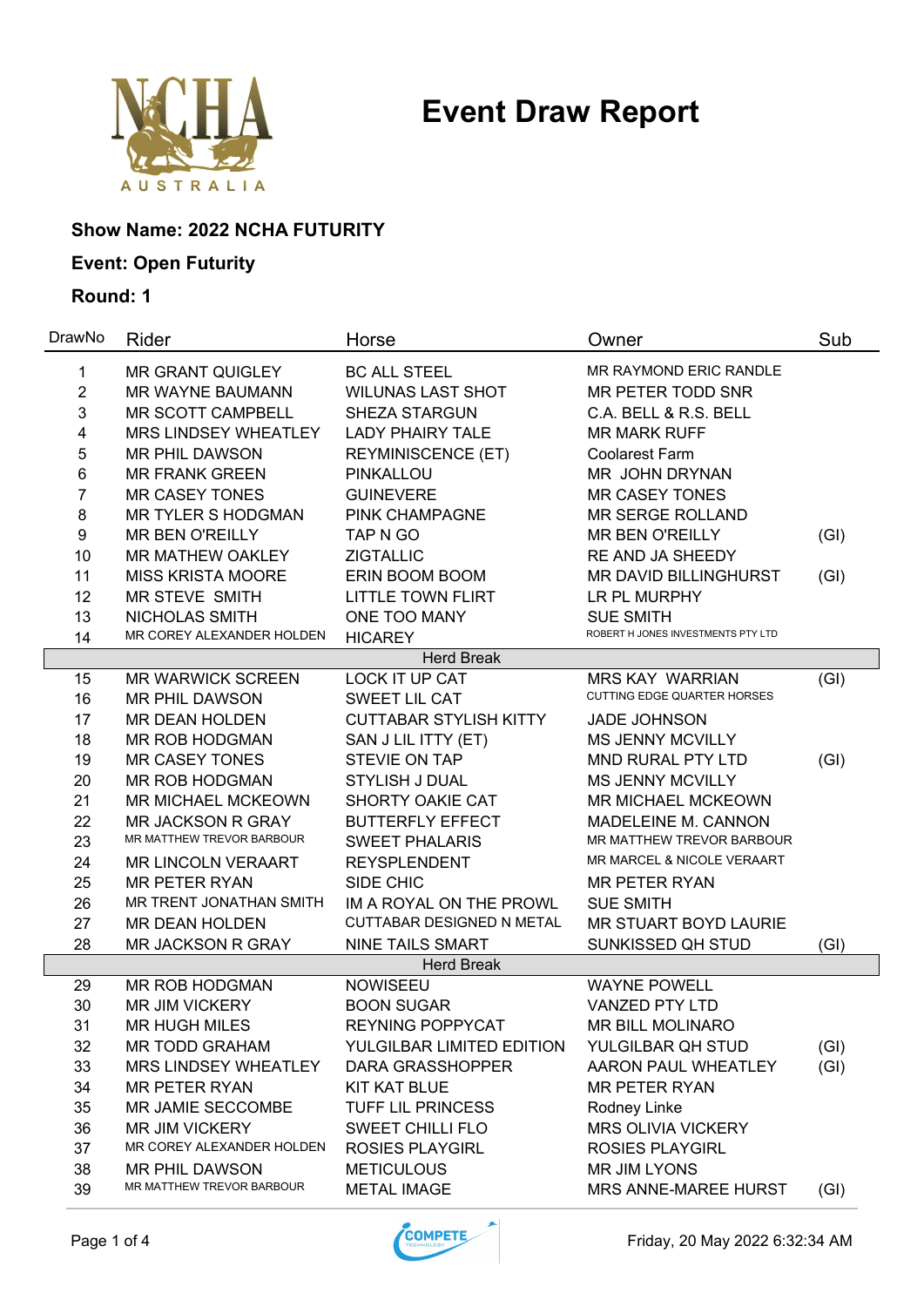# Event Draw Report

**Show Name: 2022 NCHA FUTURITY**

**Event: Open Futurity**

**Round: 1**

| DrawNo | Rider | Horse | Owner | Sub |
|---|---|---|---|---|
| 1 | MR GRANT QUIGLEY | BC ALL STEEL | MR RAYMOND ERIC RANDLE | |
| 2 | MR WAYNE BAUMANN | WILUNAS LAST SHOT | MR PETER TODD SNR | |
| 3 | MR SCOTT CAMPBELL | SHEZA STARGUN | C.A. BELL & R.S. BELL | |
| 4 | MRS LINDSEY WHEATLEY | LADY PHAIRY TALE | MR MARK RUFF | |
| 5 | MR PHIL DAWSON | REYMINISCENCE (ET) | Coolarest Farm | |
| 6 | MR FRANK GREEN | PINKALLOU | MR JOHN DRYNAN | |
| 7 | MR CASEY TONES | GUINEVERE | MR CASEY TONES | |
| 8 | MR TYLER S HODGMAN | PINK CHAMPAGNE | MR SERGE ROLLAND | |
| 9 | MR BEN O'REILLY | TAP N GO | MR BEN O'REILLY | (GI) |
| 10 | MR MATHEW OAKLEY | ZIGTALLIC | RE AND JA SHEEDY | |
| 11 | MISS KRISTA MOORE | ERIN BOOM BOOM | MR DAVID BILLINGHURST | (GI) |
| 12 | MR STEVE SMITH | LITTLE TOWN FLIRT | LR PL MURPHY | |
| 13 | NICHOLAS SMITH | ONE TOO MANY | SUE SMITH | |
| 14 | MR COREY ALEXANDER HOLDEN | HICAREY | ROBERT H JONES INVESTMENTS PTY LTD | |
| | | Herd Break | | |
| 15 | MR WARWICK SCREEN | LOCK IT UP CAT | MRS KAY WARRIAN | (GI) |
| 16 | MR PHIL DAWSON | SWEET LIL CAT | CUTTING EDGE QUARTER HORSES | |
| 17 | MR DEAN HOLDEN | CUTTABAR STYLISH KITTY | JADE JOHNSON | |
| 18 | MR ROB HODGMAN | SAN J LIL ITTY (ET) | MS JENNY MCVILLY | |
| 19 | MR CASEY TONES | STEVIE ON TAP | MND RURAL PTY LTD | (GI) |
| 20 | MR ROB HODGMAN | STYLISH J DUAL | MS JENNY MCVILLY | |
| 21 | MR MICHAEL MCKEOWN | SHORTY OAKIE CAT | MR MICHAEL MCKEOWN | |
| 22 | MR JACKSON R GRAY | BUTTERFLY EFFECT | MADELEINE M. CANNON | |
| 23 | MR MATTHEW TREVOR BARBOUR | SWEET PHALARIS | MR MATTHEW TREVOR BARBOUR | |
| 24 | MR LINCOLN VERAART | REYSPLENDENT | MR MARCEL & NICOLE VERAART | |
| 25 | MR PETER RYAN | SIDE CHIC | MR PETER RYAN | |
| 26 | MR TRENT JONATHAN SMITH | IM A ROYAL ON THE PROWL | SUE SMITH | |
| 27 | MR DEAN HOLDEN | CUTTABAR DESIGNED N METAL | MR STUART BOYD LAURIE | |
| 28 | MR JACKSON R GRAY | NINE TAILS SMART | SUNKISSED QH STUD | (GI) |
| | | Herd Break | | |
| 29 | MR ROB HODGMAN | NOWISEEU | WAYNE POWELL | |
| 30 | MR JIM VICKERY | BOON SUGAR | VANZED PTY LTD | |
| 31 | MR HUGH MILES | REYNING POPPYCAT | MR BILL MOLINARO | |
| 32 | MR TODD GRAHAM | YULGILBAR LIMITED EDITION | YULGILBAR QH STUD | (GI) |
| 33 | MRS LINDSEY WHEATLEY | DARA GRASSHOPPER | AARON PAUL WHEATLEY | (GI) |
| 34 | MR PETER RYAN | KIT KAT BLUE | MR PETER RYAN | |
| 35 | MR JAMIE SECCOMBE | TUFF LIL PRINCESS | Rodney Linke | |
| 36 | MR JIM VICKERY | SWEET CHILLI FLO | MRS OLIVIA VICKERY | |
| 37 | MR COREY ALEXANDER HOLDEN | ROSIES PLAYGIRL | ROSIES PLAYGIRL | |
| 38 | MR PHIL DAWSON | METICULOUS | MR JIM LYONS | |
| 39 | MR MATTHEW TREVOR BARBOUR | METAL IMAGE | MRS ANNE-MAREE HURST | (GI) |

Friday, 20 May 2022 6:32:34 AM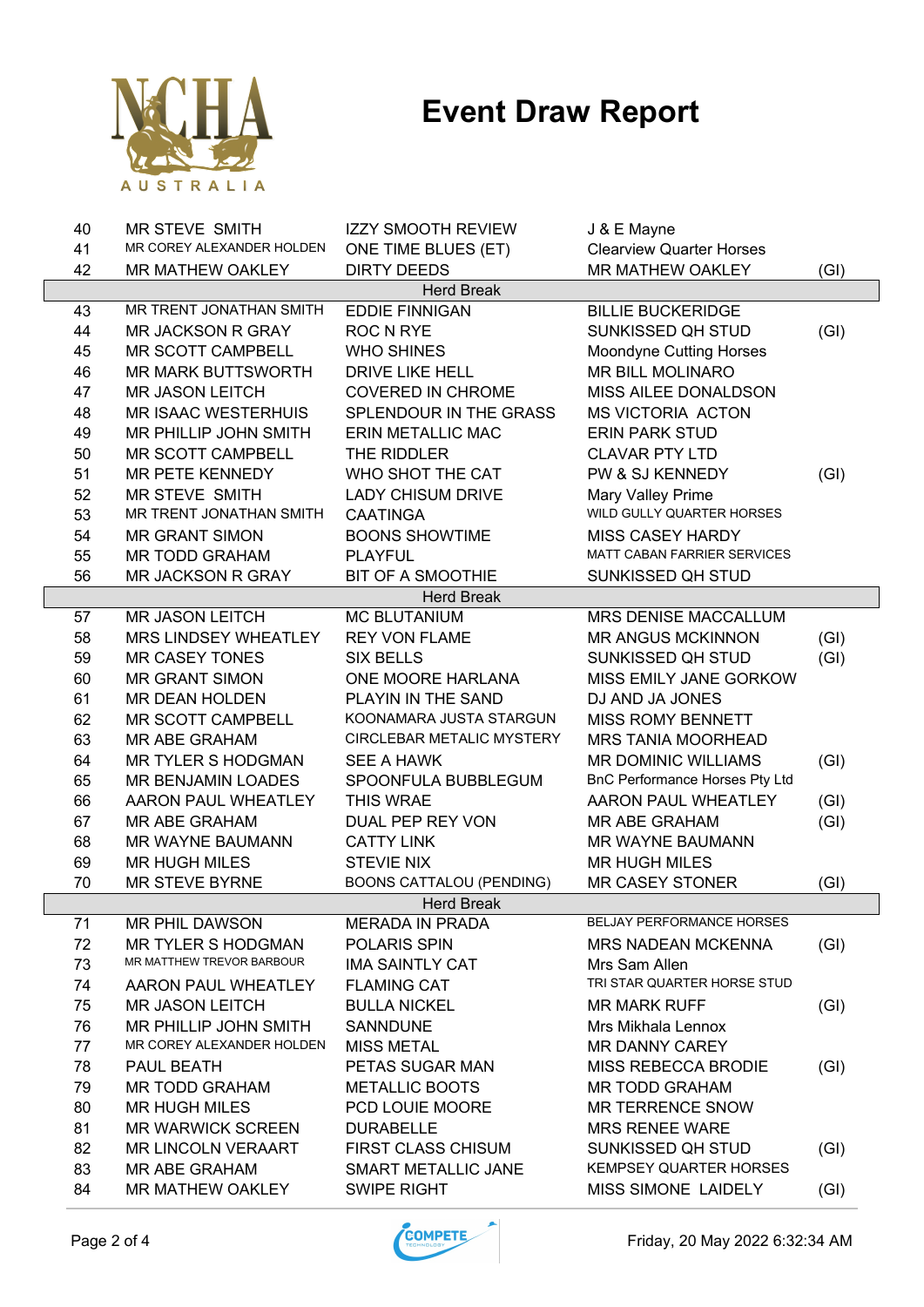# Event Draw Report

| | | | | |
|---|---|---|---|---|
| 40 | MR STEVE SMITH | IZZY SMOOTH REVIEW | J & E Mayne | |
| 41 | MR COREY ALEXANDER HOLDEN | ONE TIME BLUES (ET) | Clearview Quarter Horses | |
| 42 | MR MATHEW OAKLEY | DIRTY DEEDS | MR MATHEW OAKLEY | (GI) |
| | | Herd Break | | |
| 43 | MR TRENT JONATHAN SMITH | EDDIE FINNIGAN | BILLIE BUCKERIDGE | |
| 44 | MR JACKSON R GRAY | ROC N RYE | SUNKISSED QH STUD | (GI) |
| 45 | MR SCOTT CAMPBELL | WHO SHINES | Moondyne Cutting Horses | |
| 46 | MR MARK BUTTSWORTH | DRIVE LIKE HELL | MR BILL MOLINARO | |
| 47 | MR JASON LEITCH | COVERED IN CHROME | MISS AILEE DONALDSON | |
| 48 | MR ISAAC WESTERHUIS | SPLENDOUR IN THE GRASS | MS VICTORIA ACTON | |
| 49 | MR PHILLIP JOHN SMITH | ERIN METALLIC MAC | ERIN PARK STUD | |
| 50 | MR SCOTT CAMPBELL | THE RIDDLER | CLAVAR PTY LTD | |
| 51 | MR PETE KENNEDY | WHO SHOT THE CAT | PW & SJ KENNEDY | (GI) |
| 52 | MR STEVE SMITH | LADY CHISUM DRIVE | Mary Valley Prime | |
| 53 | MR TRENT JONATHAN SMITH | CAATINGA | WILD GULLY QUARTER HORSES | |
| 54 | MR GRANT SIMON | BOONS SHOWTIME | MISS CASEY HARDY | |
| 55 | MR TODD GRAHAM | PLAYFUL | MATT CABAN FARRIER SERVICES | |
| 56 | MR JACKSON R GRAY | BIT OF A SMOOTHIE | SUNKISSED QH STUD | |
| | | Herd Break | | |
| 57 | MR JASON LEITCH | MC BLUTANIUM | MRS DENISE MACCALLUM | |
| 58 | MRS LINDSEY WHEATLEY | REY VON FLAME | MR ANGUS MCKINNON | (GI) |
| 59 | MR CASEY TONES | SIX BELLS | SUNKISSED QH STUD | (GI) |
| 60 | MR GRANT SIMON | ONE MOORE HARLANA | MISS EMILY JANE GORKOW | |
| 61 | MR DEAN HOLDEN | PLAYIN IN THE SAND | DJ AND JA JONES | |
| 62 | MR SCOTT CAMPBELL | KOONAMARA JUSTA STARGUN | MISS ROMY BENNETT | |
| 63 | MR ABE GRAHAM | CIRCLEBAR METALIC MYSTERY | MRS TANIA MOORHEAD | |
| 64 | MR TYLER S HODGMAN | SEE A HAWK | MR DOMINIC WILLIAMS | (GI) |
| 65 | MR BENJAMIN LOADES | SPOONFULA BUBBLEGUM | BnC Performance Horses Pty Ltd | |
| 66 | AARON PAUL WHEATLEY | THIS WRAE | AARON PAUL WHEATLEY | (GI) |
| 67 | MR ABE GRAHAM | DUAL PEP REY VON | MR ABE GRAHAM | (GI) |
| 68 | MR WAYNE BAUMANN | CATTY LINK | MR WAYNE BAUMANN | |
| 69 | MR HUGH MILES | STEVIE NIX | MR HUGH MILES | |
| 70 | MR STEVE BYRNE | BOONS CATTALOU (PENDING) | MR CASEY STONER | (GI) |
| | | Herd Break | | |
| 71 | MR PHIL DAWSON | MERADA IN PRADA | BELJAY PERFORMANCE HORSES | |
| 72 | MR TYLER S HODGMAN | POLARIS SPIN | MRS NADEAN MCKENNA | (GI) |
| 73 | MR MATTHEW TREVOR BARBOUR | IMA SAINTLY CAT | Mrs Sam Allen | |
| 74 | AARON PAUL WHEATLEY | FLAMING CAT | TRI STAR QUARTER HORSE STUD | |
| 75 | MR JASON LEITCH | BULLA NICKEL | MR MARK RUFF | (GI) |
| 76 | MR PHILLIP JOHN SMITH | SANNDUNE | Mrs Mikhala Lennox | |
| 77 | MR COREY ALEXANDER HOLDEN | MISS METAL | MR DANNY CAREY | |
| 78 | PAUL BEATH | PETAS SUGAR MAN | MISS REBECCA BRODIE | (GI) |
| 79 | MR TODD GRAHAM | METALLIC BOOTS | MR TODD GRAHAM | |
| 80 | MR HUGH MILES | PCD LOUIE MOORE | MR TERRENCE SNOW | |
| 81 | MR WARWICK SCREEN | DURABELLE | MRS RENEE WARE | |
| 82 | MR LINCOLN VERAART | FIRST CLASS CHISUM | SUNKISSED QH STUD | (GI) |
| 83 | MR ABE GRAHAM | SMART METALLIC JANE | KEMPSEY QUARTER HORSES | |
| 84 | MR MATHEW OAKLEY | SWIPE RIGHT | MISS SIMONE LAIDELY | (GI) |

Friday, 20 May 2022 6:32:34 AM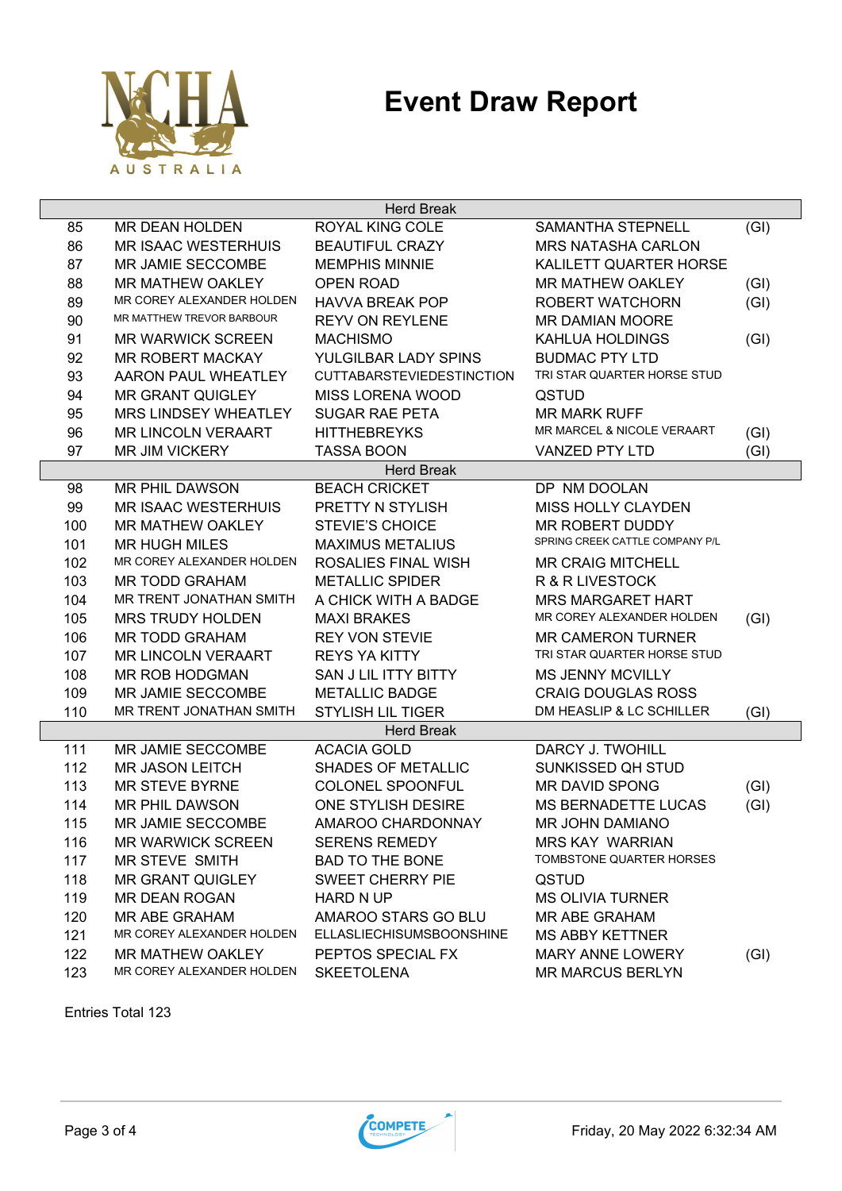# Event Draw Report

| | | | | |
|---|---|---|---|---|
| | | Herd Break | | |
| 85 | MR DEAN HOLDEN | ROYAL KING COLE | SAMANTHA STEPNELL | (GI) |
| 86 | MR ISAAC WESTERHUIS | BEAUTIFUL CRAZY | MRS NATASHA CARLON | |
| 87 | MR JAMIE SECCOMBE | MEMPHIS MINNIE | KALILETT QUARTER HORSE | |
| 88 | MR MATHEW OAKLEY | OPEN ROAD | MR MATHEW OAKLEY | (GI) |
| 89 | MR COREY ALEXANDER HOLDEN | HAVVA BREAK POP | ROBERT WATCHORN | (GI) |
| 90 | MR MATTHEW TREVOR BARBOUR | REYV ON REYLENE | MR DAMIAN MOORE | |
| 91 | MR WARWICK SCREEN | MACHISMO | KAHLUA HOLDINGS | (GI) |
| 92 | MR ROBERT MACKAY | YULGILBAR LADY SPINS | BUDMAC PTY LTD | |
| 93 | AARON PAUL WHEATLEY | CUTTABARSTEVIEDESTINCTION | TRI STAR QUARTER HORSE STUD | |
| 94 | MR GRANT QUIGLEY | MISS LORENA WOOD | QSTUD | |
| 95 | MRS LINDSEY WHEATLEY | SUGAR RAE PETA | MR MARK RUFF | |
| 96 | MR LINCOLN VERAART | HITTHEBREYKS | MR MARCEL & NICOLE VERAART | (GI) |
| 97 | MR JIM VICKERY | TASSA BOON | VANZED PTY LTD | (GI) |
| | | Herd Break | | |
| 98 | MR PHIL DAWSON | BEACH CRICKET | DP NM DOOLAN | |
| 99 | MR ISAAC WESTERHUIS | PRETTY N STYLISH | MISS HOLLY CLAYDEN | |
| 100 | MR MATHEW OAKLEY | STEVIE'S CHOICE | MR ROBERT DUDDY | |
| 101 | MR HUGH MILES | MAXIMUS METALIUS | SPRING CREEK CATTLE COMPANY P/L | |
| 102 | MR COREY ALEXANDER HOLDEN | ROSALIES FINAL WISH | MR CRAIG MITCHELL | |
| 103 | MR TODD GRAHAM | METALLIC SPIDER | R & R LIVESTOCK | |
| 104 | MR TRENT JONATHAN SMITH | A CHICK WITH A BADGE | MRS MARGARET HART | |
| 105 | MRS TRUDY HOLDEN | MAXI BRAKES | MR COREY ALEXANDER HOLDEN | (GI) |
| 106 | MR TODD GRAHAM | REY VON STEVIE | MR CAMERON TURNER | |
| 107 | MR LINCOLN VERAART | REYS YA KITTY | TRI STAR QUARTER HORSE STUD | |
| 108 | MR ROB HODGMAN | SAN J LIL ITTY BITTY | MS JENNY MCVILLY | |
| 109 | MR JAMIE SECCOMBE | METALLIC BADGE | CRAIG DOUGLAS ROSS | |
| 110 | MR TRENT JONATHAN SMITH | STYLISH LIL TIGER | DM HEASLIP & LC SCHILLER | (GI) |
| | | Herd Break | | |
| 111 | MR JAMIE SECCOMBE | ACACIA GOLD | DARCY J. TWOHILL | |
| 112 | MR JASON LEITCH | SHADES OF METALLIC | SUNKISSED QH STUD | |
| 113 | MR STEVE BYRNE | COLONEL SPOONFUL | MR DAVID SPONG | (GI) |
| 114 | MR PHIL DAWSON | ONE STYLISH DESIRE | MS BERNADETTE LUCAS | (GI) |
| 115 | MR JAMIE SECCOMBE | AMAROO CHARDONNAY | MR JOHN DAMIANO | |
| 116 | MR WARWICK SCREEN | SERENS REMEDY | MRS KAY WARRIAN | |
| 117 | MR STEVE SMITH | BAD TO THE BONE | TOMBSTONE QUARTER HORSES | |
| 118 | MR GRANT QUIGLEY | SWEET CHERRY PIE | QSTUD | |
| 119 | MR DEAN ROGAN | HARD N UP | MS OLIVIA TURNER | |
| 120 | MR ABE GRAHAM | AMAROO STARS GO BLU | MR ABE GRAHAM | |
| 121 | MR COREY ALEXANDER HOLDEN | ELLASLIECHISUMSBOONSHINE | MS ABBY KETTNER | |
| 122 | MR MATHEW OAKLEY | PEPTOS SPECIAL FX | MARY ANNE LOWERY | (GI) |
| 123 | MR COREY ALEXANDER HOLDEN | SKEETOLENA | MR MARCUS BERLYN | |

Entries Total 123

Friday, 20 May 2022 6:32:34 AM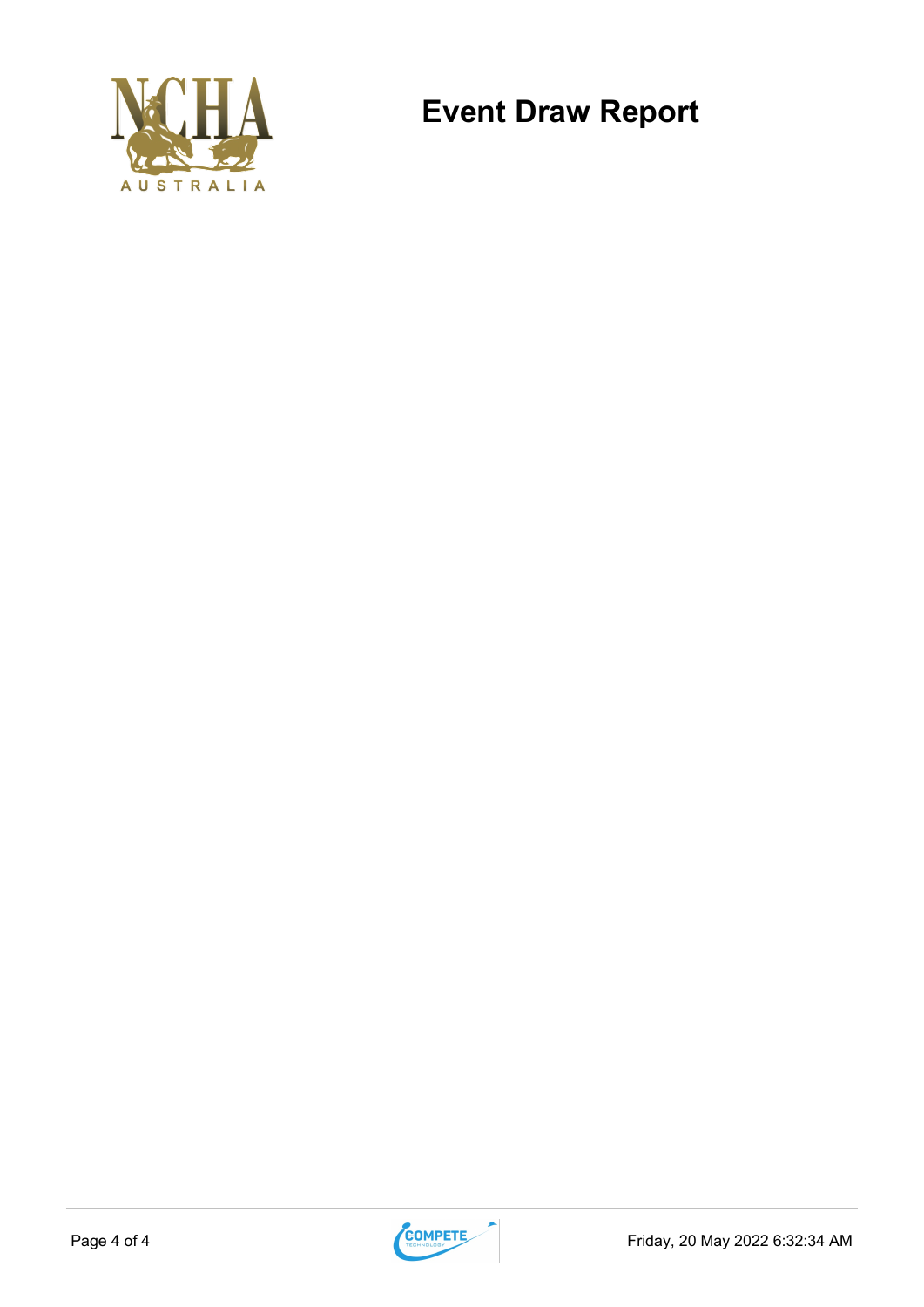# Event Draw Report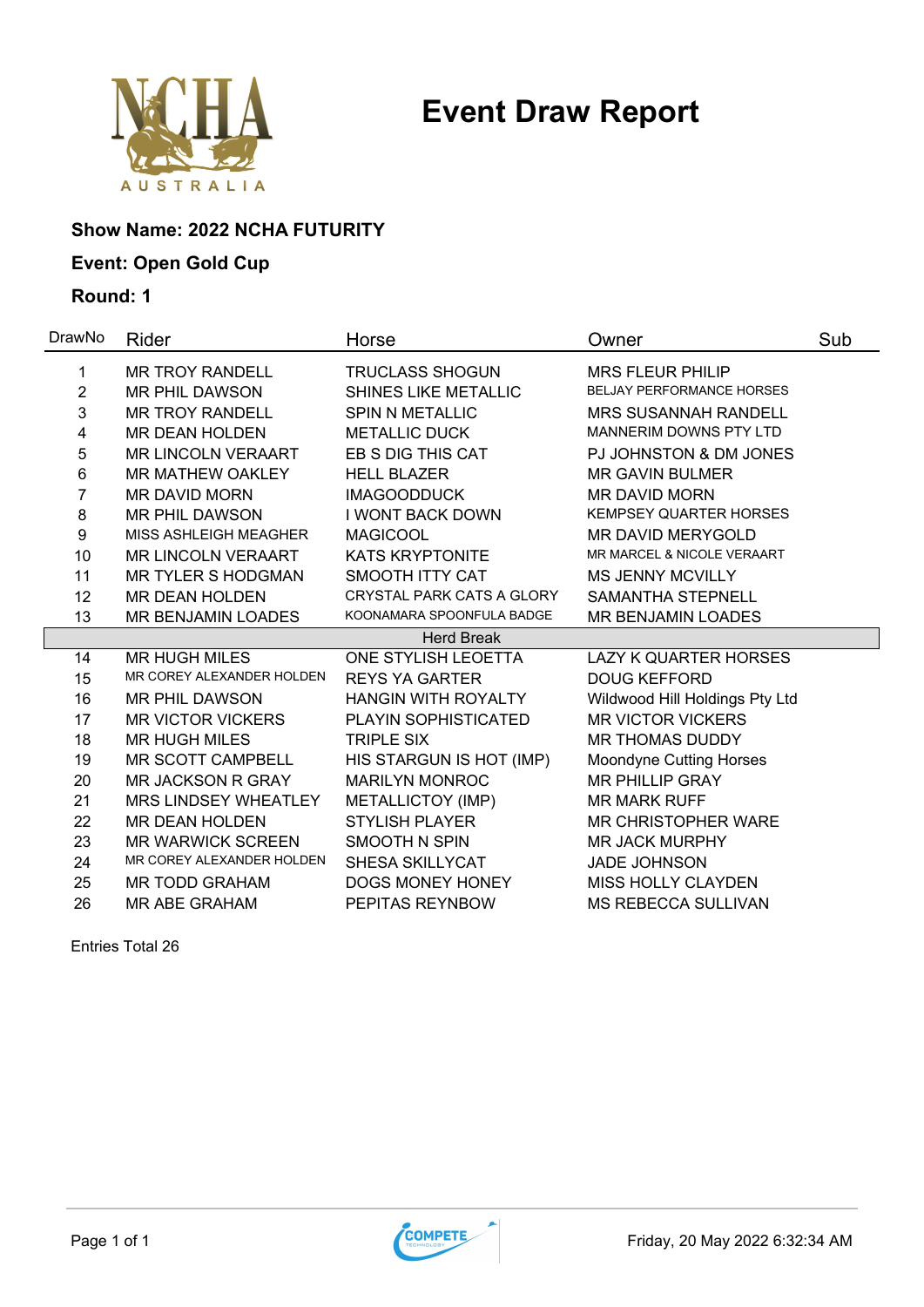# Event Draw Report

**Show Name: 2022 NCHA FUTURITY**

**Event: Open Gold Cup**

**Round: 1**

| DrawNo | Rider | Horse | Owner | Sub |
|---|---|---|---|---|
| 1 | MR TROY RANDELL | TRUCLASS SHOGUN | MRS FLEUR PHILIP | |
| 2 | MR PHIL DAWSON | SHINES LIKE METALLIC | BELJAY PERFORMANCE HORSES | |
| 3 | MR TROY RANDELL | SPIN N METALLIC | MRS SUSANNAH RANDELL | |
| 4 | MR DEAN HOLDEN | METALLIC DUCK | MANNERIM DOWNS PTY LTD | |
| 5 | MR LINCOLN VERAART | EB S DIG THIS CAT | PJ JOHNSTON & DM JONES | |
| 6 | MR MATHEW OAKLEY | HELL BLAZER | MR GAVIN BULMER | |
| 7 | MR DAVID MORN | IMAGOODDUCK | MR DAVID MORN | |
| 8 | MR PHIL DAWSON | I WONT BACK DOWN | KEMPSEY QUARTER HORSES | |
| 9 | MISS ASHLEIGH MEAGHER | MAGICOOL | MR DAVID MERYGOLD | |
| 10 | MR LINCOLN VERAART | KATS KRYPTONITE | MR MARCEL & NICOLE VERAART | |
| 11 | MR TYLER S HODGMAN | SMOOTH ITTY CAT | MS JENNY MCVILLY | |
| 12 | MR DEAN HOLDEN | CRYSTAL PARK CATS A GLORY | SAMANTHA STEPNELL | |
| 13 | MR BENJAMIN LOADES | KOONAMARA SPOONFULA BADGE | MR BENJAMIN LOADES | |
| | | Herd Break | | |
| 14 | MR HUGH MILES | ONE STYLISH LEOETTA | LAZY K QUARTER HORSES | |
| 15 | MR COREY ALEXANDER HOLDEN | REYS YA GARTER | DOUG KEFFORD | |
| 16 | MR PHIL DAWSON | HANGIN WITH ROYALTY | Wildwood Hill Holdings Pty Ltd | |
| 17 | MR VICTOR VICKERS | PLAYIN SOPHISTICATED | MR VICTOR VICKERS | |
| 18 | MR HUGH MILES | TRIPLE SIX | MR THOMAS DUDDY | |
| 19 | MR SCOTT CAMPBELL | HIS STARGUN IS HOT (IMP) | Moondyne Cutting Horses | |
| 20 | MR JACKSON R GRAY | MARILYN MONROC | MR PHILLIP GRAY | |
| 21 | MRS LINDSEY WHEATLEY | METALLICTOY (IMP) | MR MARK RUFF | |
| 22 | MR DEAN HOLDEN | STYLISH PLAYER | MR CHRISTOPHER WARE | |
| 23 | MR WARWICK SCREEN | SMOOTH N SPIN | MR JACK MURPHY | |
| 24 | MR COREY ALEXANDER HOLDEN | SHESA SKILLYCAT | JADE JOHNSON | |
| 25 | MR TODD GRAHAM | DOGS MONEY HONEY | MISS HOLLY CLAYDEN | |
| 26 | MR ABE GRAHAM | PEPITAS REYNBOW | MS REBECCA SULLIVAN | |

Entries Total 26

Friday, 20 May 2022 6:32:34 AM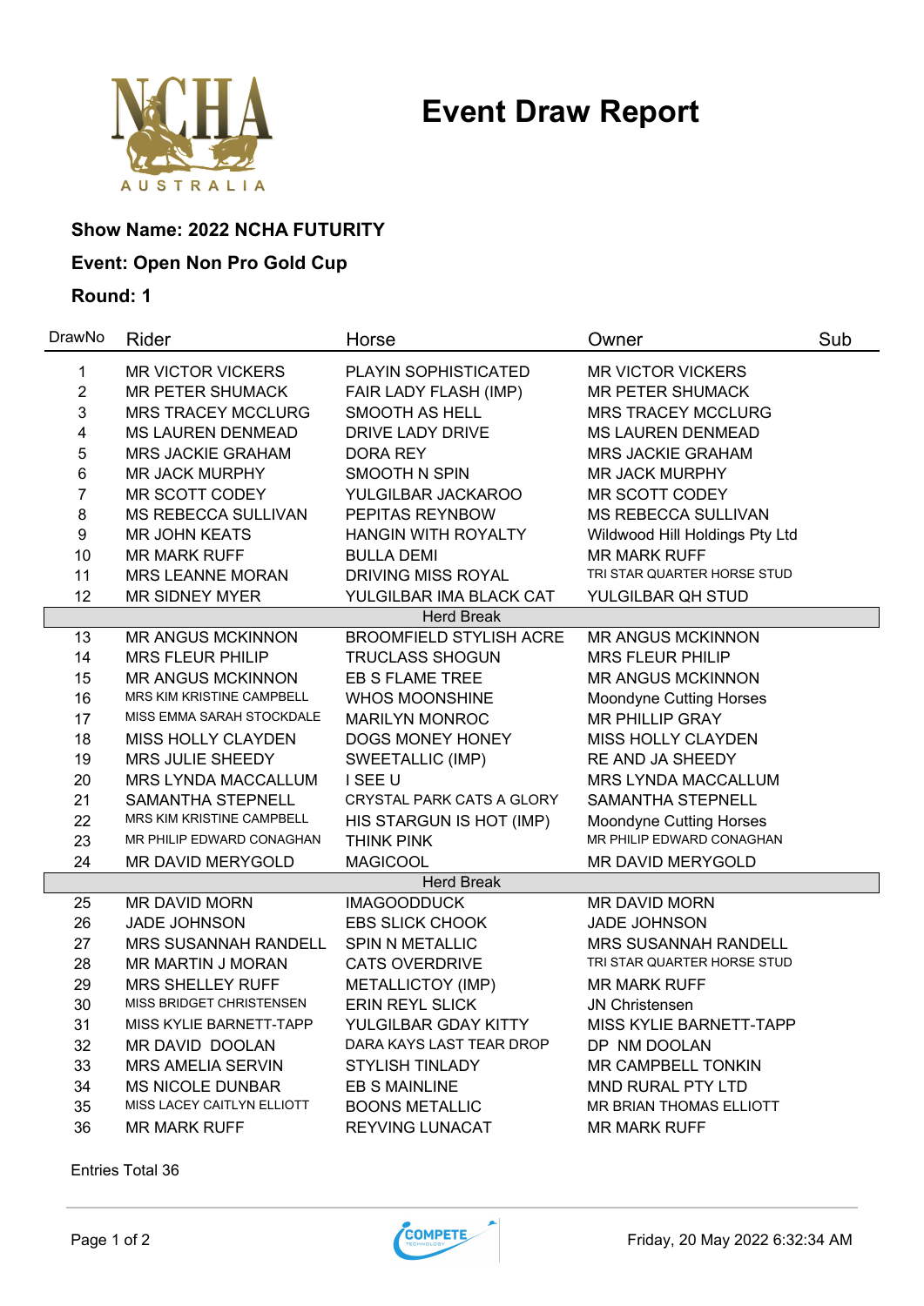# Event Draw Report

**Show Name: 2022 NCHA FUTURITY**

**Event: Open Non Pro Gold Cup**

**Round: 1**

| DrawNo | Rider | Horse | Owner | Sub |
|---|---|---|---|---|
| 1 | MR VICTOR VICKERS | PLAYIN SOPHISTICATED | MR VICTOR VICKERS | |
| 2 | MR PETER SHUMACK | FAIR LADY FLASH (IMP) | MR PETER SHUMACK | |
| 3 | MRS TRACEY MCCLURG | SMOOTH AS HELL | MRS TRACEY MCCLURG | |
| 4 | MS LAUREN DENMEAD | DRIVE LADY DRIVE | MS LAUREN DENMEAD | |
| 5 | MRS JACKIE GRAHAM | DORA REY | MRS JACKIE GRAHAM | |
| 6 | MR JACK MURPHY | SMOOTH N SPIN | MR JACK MURPHY | |
| 7 | MR SCOTT CODEY | YULGILBAR JACKAROO | MR SCOTT CODEY | |
| 8 | MS REBECCA SULLIVAN | PEPITAS REYNBOW | MS REBECCA SULLIVAN | |
| 9 | MR JOHN KEATS | HANGIN WITH ROYALTY | Wildwood Hill Holdings Pty Ltd | |
| 10 | MR MARK RUFF | BULLA DEMI | MR MARK RUFF | |
| 11 | MRS LEANNE MORAN | DRIVING MISS ROYAL | TRI STAR QUARTER HORSE STUD | |
| 12 | MR SIDNEY MYER | YULGILBAR IMA BLACK CAT | YULGILBAR QH STUD | |
| | | Herd Break | | |
| 13 | MR ANGUS MCKINNON | BROOMFIELD STYLISH ACRE | MR ANGUS MCKINNON | |
| 14 | MRS FLEUR PHILIP | TRUCLASS SHOGUN | MRS FLEUR PHILIP | |
| 15 | MR ANGUS MCKINNON | EB S FLAME TREE | MR ANGUS MCKINNON | |
| 16 | MRS KIM KRISTINE CAMPBELL | WHOS MOONSHINE | Moondyne Cutting Horses | |
| 17 | MISS EMMA SARAH STOCKDALE | MARILYN MONROC | MR PHILLIP GRAY | |
| 18 | MISS HOLLY CLAYDEN | DOGS MONEY HONEY | MISS HOLLY CLAYDEN | |
| 19 | MRS JULIE SHEEDY | SWEETALLIC (IMP) | RE AND JA SHEEDY | |
| 20 | MRS LYNDA MACCALLUM | I SEE U | MRS LYNDA MACCALLUM | |
| 21 | SAMANTHA STEPNELL | CRYSTAL PARK CATS A GLORY | SAMANTHA STEPNELL | |
| 22 | MRS KIM KRISTINE CAMPBELL | HIS STARGUN IS HOT (IMP) | Moondyne Cutting Horses | |
| 23 | MR PHILIP EDWARD CONAGHAN | THINK PINK | MR PHILIP EDWARD CONAGHAN | |
| 24 | MR DAVID MERYGOLD | MAGICOOL | MR DAVID MERYGOLD | |
| | | Herd Break | | |
| 25 | MR DAVID MORN | IMAGOODDUCK | MR DAVID MORN | |
| 26 | JADE JOHNSON | EBS SLICK CHOOK | JADE JOHNSON | |
| 27 | MRS SUSANNAH RANDELL | SPIN N METALLIC | MRS SUSANNAH RANDELL | |
| 28 | MR MARTIN J MORAN | CATS OVERDRIVE | TRI STAR QUARTER HORSE STUD | |
| 29 | MRS SHELLEY RUFF | METALLICTOY (IMP) | MR MARK RUFF | |
| 30 | MISS BRIDGET CHRISTENSEN | ERIN REYL SLICK | JN Christensen | |
| 31 | MISS KYLIE BARNETT-TAPP | YULGILBAR GDAY KITTY | MISS KYLIE BARNETT-TAPP | |
| 32 | MR DAVID DOOLAN | DARA KAYS LAST TEAR DROP | DP NM DOOLAN | |
| 33 | MRS AMELIA SERVIN | STYLISH TINLADY | MR CAMPBELL TONKIN | |
| 34 | MS NICOLE DUNBAR | EB S MAINLINE | MND RURAL PTY LTD | |
| 35 | MISS LACEY CAITLYN ELLIOTT | BOONS METALLIC | MR BRIAN THOMAS ELLIOTT | |
| 36 | MR MARK RUFF | REYVING LUNACAT | MR MARK RUFF | |

Entries Total 36

Friday, 20 May 2022 6:32:34 AM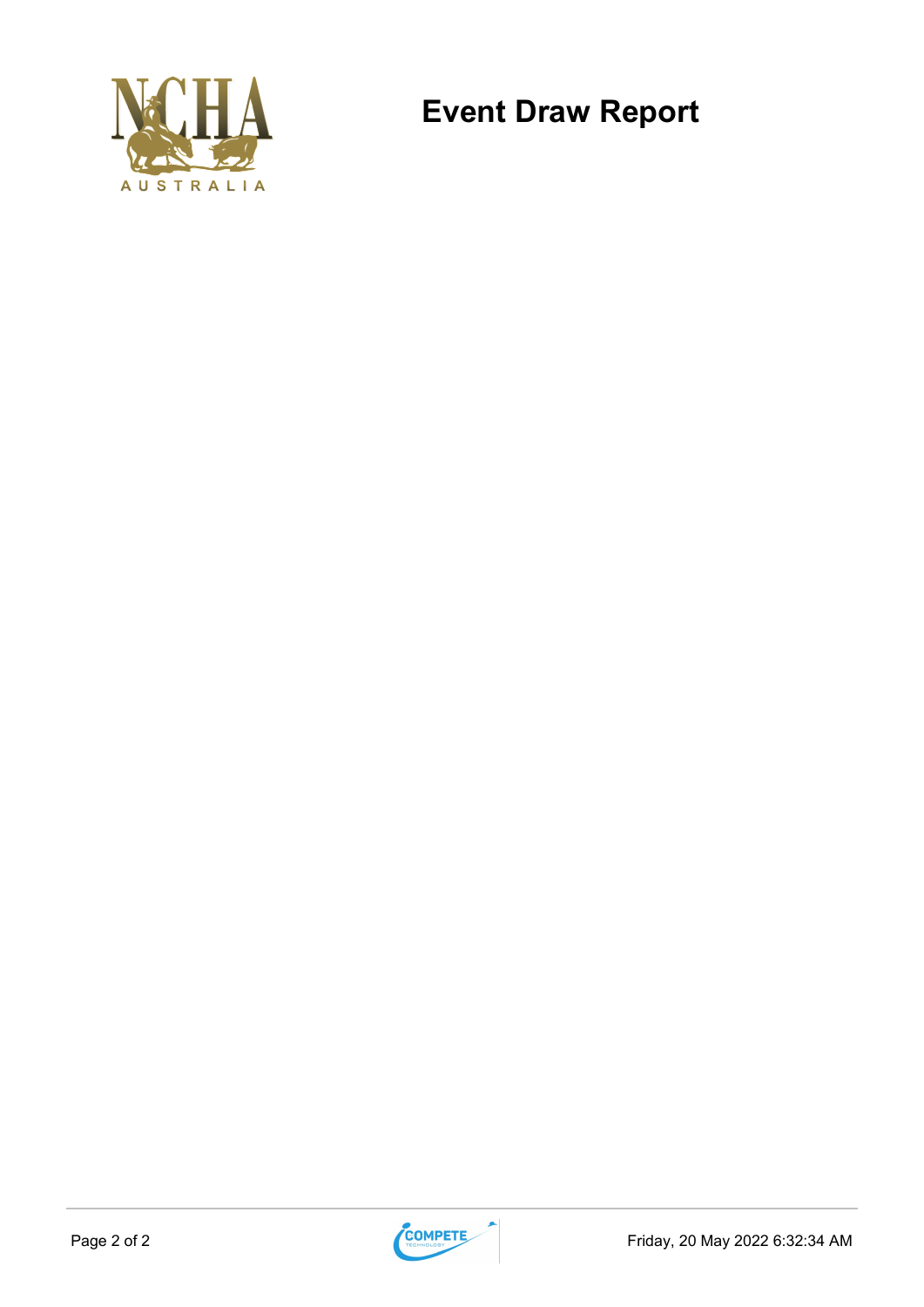# Event Draw Report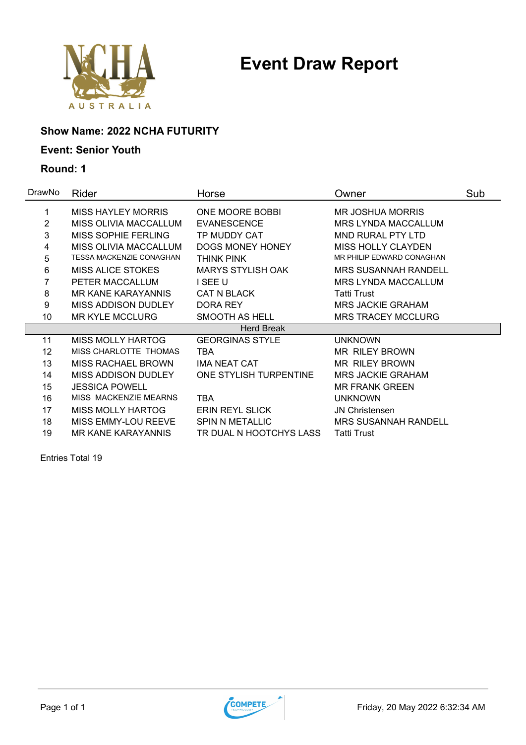# Event Draw Report

**Show Name: 2022 NCHA FUTURITY**

**Event: Senior Youth**

**Round: 1**

| DrawNo | Rider | Horse | Owner | Sub |
|---|---|---|---|---|
| 1 | MISS HAYLEY MORRIS | ONE MOORE BOBBI | MR JOSHUA MORRIS | |
| 2 | MISS OLIVIA MACCALLUM | EVANESCENCE | MRS LYNDA MACCALLUM | |
| 3 | MISS SOPHIE FERLING | TP MUDDY CAT | MND RURAL PTY LTD | |
| 4 | MISS OLIVIA MACCALLUM | DOGS MONEY HONEY | MISS HOLLY CLAYDEN | |
| 5 | TESSA MACKENZIE CONAGHAN | THINK PINK | MR PHILIP EDWARD CONAGHAN | |
| 6 | MISS ALICE STOKES | MARYS STYLISH OAK | MRS SUSANNAH RANDELL | |
| 7 | PETER MACCALLUM | I SEE U | MRS LYNDA MACCALLUM | |
| 8 | MR KANE KARAYANNIS | CAT N BLACK | Tatti Trust | |
| 9 | MISS ADDISON DUDLEY | DORA REY | MRS JACKIE GRAHAM | |
| 10 | MR KYLE MCCLURG | SMOOTH AS HELL | MRS TRACEY MCCLURG | |
| | | Herd Break | | |
| 11 | MISS MOLLY HARTOG | GEORGINAS STYLE | UNKNOWN | |
| 12 | MISS CHARLOTTE THOMAS | TBA | MR RILEY BROWN | |
| 13 | MISS RACHAEL BROWN | IMA NEAT CAT | MR RILEY BROWN | |
| 14 | MISS ADDISON DUDLEY | ONE STYLISH TURPENTINE | MRS JACKIE GRAHAM | |
| 15 | JESSICA POWELL | | MR FRANK GREEN | |
| 16 | MISS MACKENZIE MEARNS | TBA | UNKNOWN | |
| 17 | MISS MOLLY HARTOG | ERIN REYL SLICK | JN Christensen | |
| 18 | MISS EMMY-LOU REEVE | SPIN N METALLIC | MRS SUSANNAH RANDELL | |
| 19 | MR KANE KARAYANNIS | TR DUAL N HOOTCHYS LASS | Tatti Trust | |

Entries Total 19

Friday, 20 May 2022 6:32:34 AM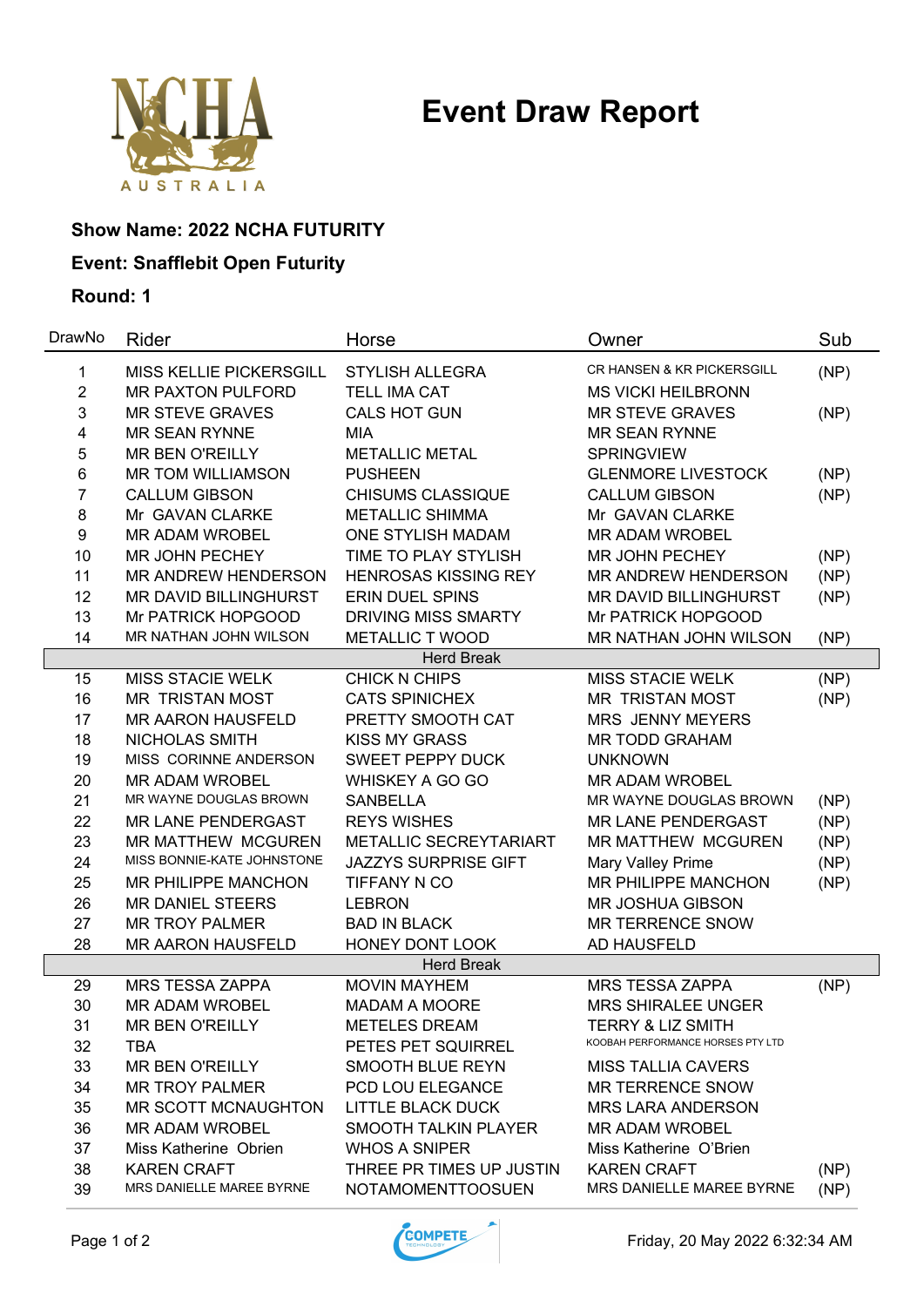# Event Draw Report

**Show Name: 2022 NCHA FUTURITY**

**Event: Snafflebit Open Futurity**

**Round: 1**

| DrawNo | Rider | Horse | Owner | Sub |
|---|---|---|---|---|
| 1 | MISS KELLIE PICKERSGILL | STYLISH ALLEGRA | CR HANSEN & KR PICKERSGILL | (NP) |
| 2 | MR PAXTON PULFORD | TELL IMA CAT | MS VICKI HEILBRONN | |
| 3 | MR STEVE GRAVES | CALS HOT GUN | MR STEVE GRAVES | (NP) |
| 4 | MR SEAN RYNNE | MIA | MR SEAN RYNNE | |
| 5 | MR BEN O'REILLY | METALLIC METAL | SPRINGVIEW | |
| 6 | MR TOM WILLIAMSON | PUSHEEN | GLENMORE LIVESTOCK | (NP) |
| 7 | CALLUM GIBSON | CHISUMS CLASSIQUE | CALLUM GIBSON | (NP) |
| 8 | Mr GAVAN CLARKE | METALLIC SHIMMA | Mr GAVAN CLARKE | |
| 9 | MR ADAM WROBEL | ONE STYLISH MADAM | MR ADAM WROBEL | |
| 10 | MR JOHN PECHEY | TIME TO PLAY STYLISH | MR JOHN PECHEY | (NP) |
| 11 | MR ANDREW HENDERSON | HENROSAS KISSING REY | MR ANDREW HENDERSON | (NP) |
| 12 | MR DAVID BILLINGHURST | ERIN DUEL SPINS | MR DAVID BILLINGHURST | (NP) |
| 13 | Mr PATRICK HOPGOOD | DRIVING MISS SMARTY | Mr PATRICK HOPGOOD | |
| 14 | MR NATHAN JOHN WILSON | METALLIC T WOOD | MR NATHAN JOHN WILSON | (NP) |
| | | Herd Break | | |
| 15 | MISS STACIE WELK | CHICK N CHIPS | MISS STACIE WELK | (NP) |
| 16 | MR TRISTAN MOST | CATS SPINICHEX | MR TRISTAN MOST | (NP) |
| 17 | MR AARON HAUSFELD | PRETTY SMOOTH CAT | MRS JENNY MEYERS | |
| 18 | NICHOLAS SMITH | KISS MY GRASS | MR TODD GRAHAM | |
| 19 | MISS CORINNE ANDERSON | SWEET PEPPY DUCK | UNKNOWN | |
| 20 | MR ADAM WROBEL | WHISKEY A GO GO | MR ADAM WROBEL | |
| 21 | MR WAYNE DOUGLAS BROWN | SANBELLA | MR WAYNE DOUGLAS BROWN | (NP) |
| 22 | MR LANE PENDERGAST | REYS WISHES | MR LANE PENDERGAST | (NP) |
| 23 | MR MATTHEW MCGUREN | METALLIC SECREYTARIART | MR MATTHEW MCGUREN | (NP) |
| 24 | MISS BONNIE-KATE JOHNSTONE | JAZZYS SURPRISE GIFT | Mary Valley Prime | (NP) |
| 25 | MR PHILIPPE MANCHON | TIFFANY N CO | MR PHILIPPE MANCHON | (NP) |
| 26 | MR DANIEL STEERS | LEBRON | MR JOSHUA GIBSON | |
| 27 | MR TROY PALMER | BAD IN BLACK | MR TERRENCE SNOW | |
| 28 | MR AARON HAUSFELD | HONEY DONT LOOK | AD HAUSFELD | |
| | | Herd Break | | |
| 29 | MRS TESSA ZAPPA | MOVIN MAYHEM | MRS TESSA ZAPPA | (NP) |
| 30 | MR ADAM WROBEL | MADAM A MOORE | MRS SHIRALEE UNGER | |
| 31 | MR BEN O'REILLY | METELES DREAM | TERRY & LIZ SMITH | |
| 32 | TBA | PETES PET SQUIRREL | KOOBAH PERFORMANCE HORSES PTY LTD | |
| 33 | MR BEN O'REILLY | SMOOTH BLUE REYN | MISS TALLIA CAVERS | |
| 34 | MR TROY PALMER | PCD LOU ELEGANCE | MR TERRENCE SNOW | |
| 35 | MR SCOTT MCNAUGHTON | LITTLE BLACK DUCK | MRS LARA ANDERSON | |
| 36 | MR ADAM WROBEL | SMOOTH TALKIN PLAYER | MR ADAM WROBEL | |
| 37 | Miss Katherine Obrien | WHOS A SNIPER | Miss Katherine O'Brien | |
| 38 | KAREN CRAFT | THREE PR TIMES UP JUSTIN | KAREN CRAFT | (NP) |
| 39 | MRS DANIELLE MAREE BYRNE | NOTAMOMENTTOOSUEN | MRS DANIELLE MAREE BYRNE | (NP) |

Friday, 20 May 2022 6:32:34 AM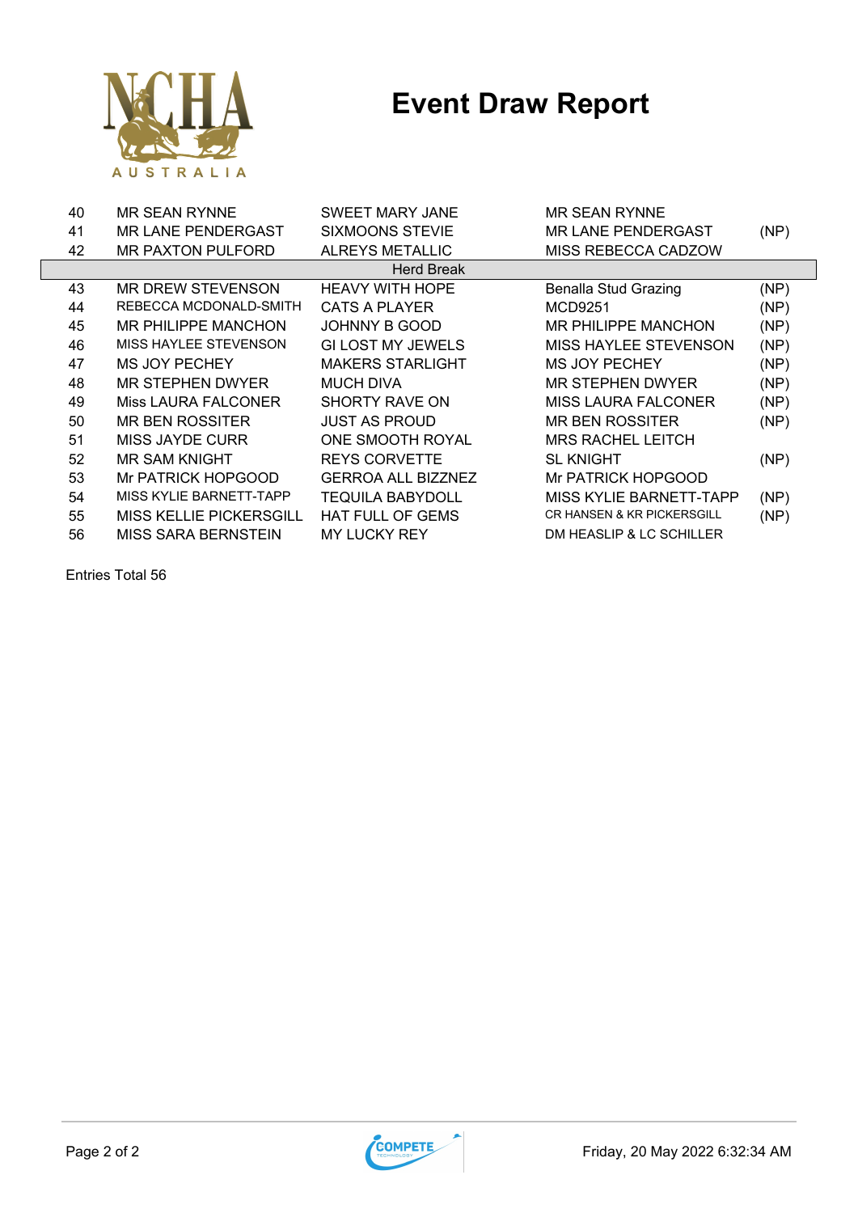# Event Draw Report

| | | | | |
|---|---|---|---|---|
| 40 | MR SEAN RYNNE | SWEET MARY JANE | MR SEAN RYNNE | |
| 41 | MR LANE PENDERGAST | SIXMOONS STEVIE | MR LANE PENDERGAST | (NP) |
| 42 | MR PAXTON PULFORD | ALREYS METALLIC | MISS REBECCA CADZOW | |
| | | Herd Break | | |
| 43 | MR DREW STEVENSON | HEAVY WITH HOPE | Benalla Stud Grazing | (NP) |
| 44 | REBECCA MCDONALD-SMITH | CATS A PLAYER | MCD9251 | (NP) |
| 45 | MR PHILIPPE MANCHON | JOHNNY B GOOD | MR PHILIPPE MANCHON | (NP) |
| 46 | MISS HAYLEE STEVENSON | GI LOST MY JEWELS | MISS HAYLEE STEVENSON | (NP) |
| 47 | MS JOY PECHEY | MAKERS STARLIGHT | MS JOY PECHEY | (NP) |
| 48 | MR STEPHEN DWYER | MUCH DIVA | MR STEPHEN DWYER | (NP) |
| 49 | Miss LAURA FALCONER | SHORTY RAVE ON | MISS LAURA FALCONER | (NP) |
| 50 | MR BEN ROSSITER | JUST AS PROUD | MR BEN ROSSITER | (NP) |
| 51 | MISS JAYDE CURR | ONE SMOOTH ROYAL | MRS RACHEL LEITCH | |
| 52 | MR SAM KNIGHT | REYS CORVETTE | SL KNIGHT | (NP) |
| 53 | Mr PATRICK HOPGOOD | GERROA ALL BIZZNEZ | Mr PATRICK HOPGOOD | |
| 54 | MISS KYLIE BARNETT-TAPP | TEQUILA BABYDOLL | MISS KYLIE BARNETT-TAPP | (NP) |
| 55 | MISS KELLIE PICKERSGILL | HAT FULL OF GEMS | CR HANSEN & KR PICKERSGILL | (NP) |
| 56 | MISS SARA BERNSTEIN | MY LUCKY REY | DM HEASLIP & LC SCHILLER | |

Entries Total 56

Friday, 20 May 2022 6:32:34 AM